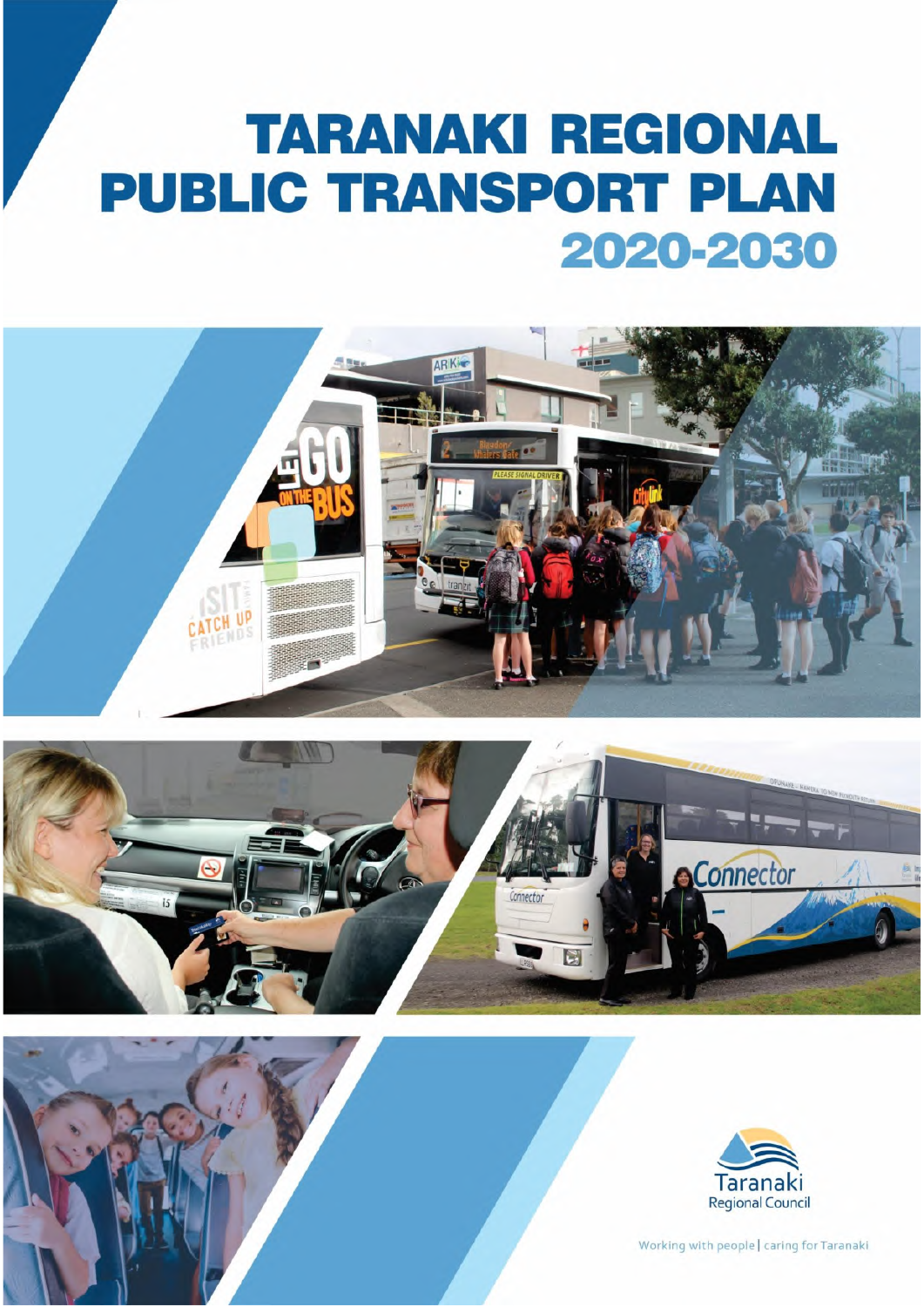# TARANAKI REGIONAL PUBLIC TRANSPORT PLAN 2020-2030

Taranaki Regional Council

Working with people | caring for Taranaki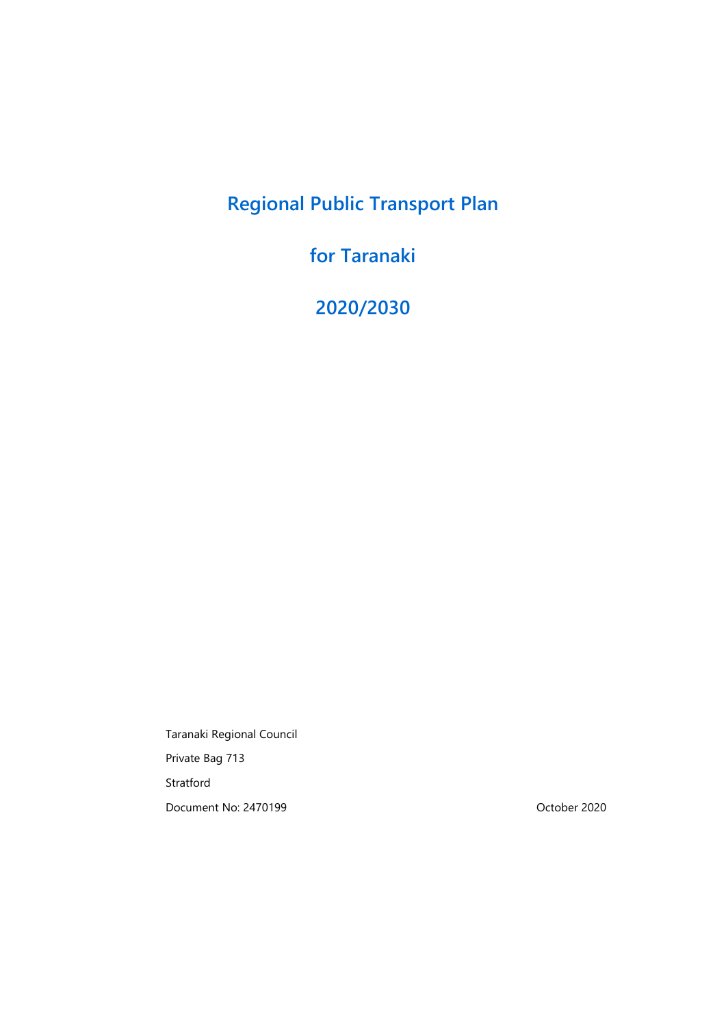# Regional Public Transport Plan

# for Taranaki

# 2020/2030

Taranaki Regional Council

Private Bag 713

Stratford

Document No: 2470199

October 2020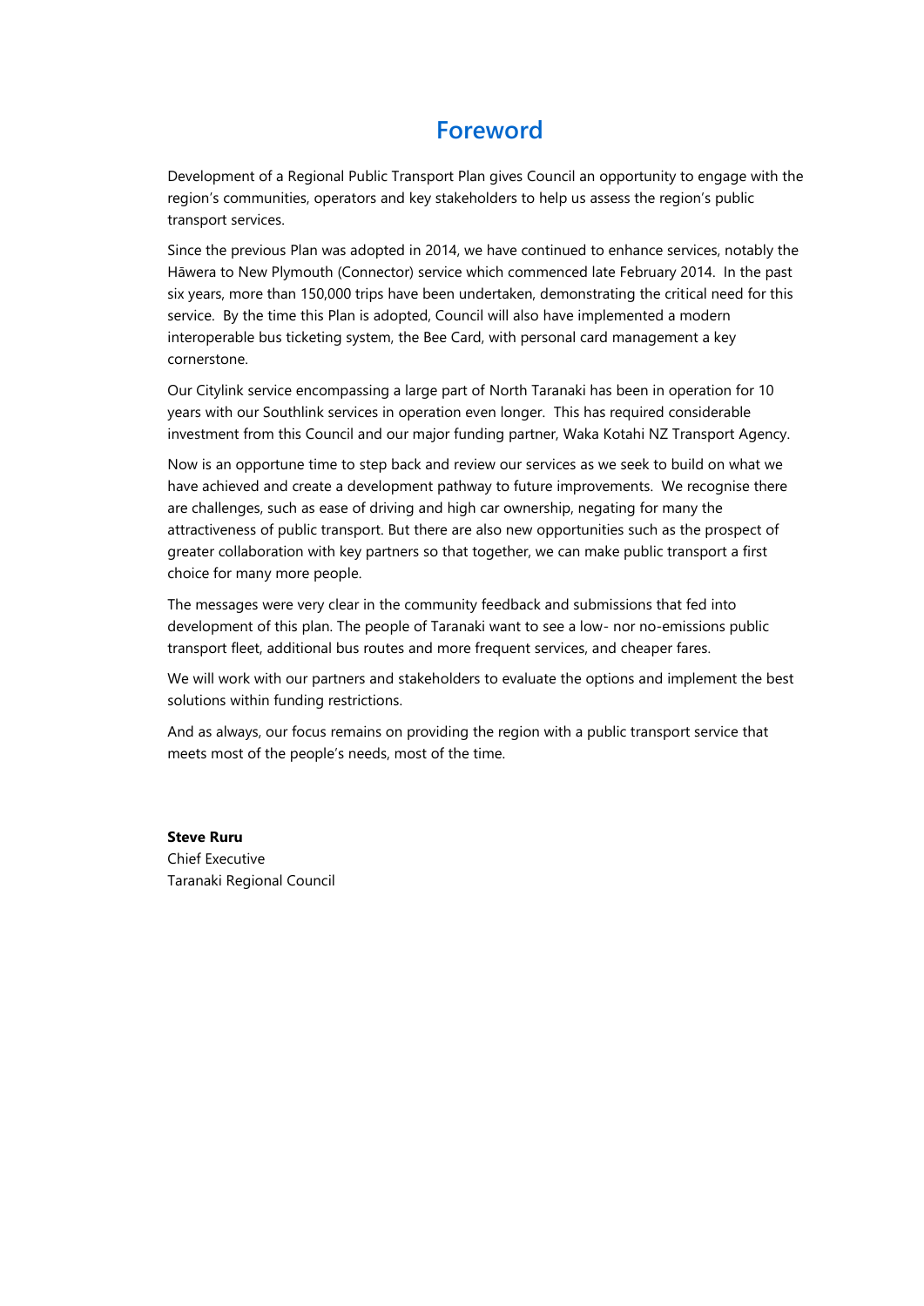# Foreword

Development of a Regional Public Transport Plan gives Council an opportunity to engage with the region's communities, operators and key stakeholders to help us assess the region's public transport services.

Since the previous Plan was adopted in 2014, we have continued to enhance services, notably the Hāwera to New Plymouth (Connector) service which commenced late February 2014. In the past six years, more than 150,000 trips have been undertaken, demonstrating the critical need for this service. By the time this Plan is adopted, Council will also have implemented a modern interoperable bus ticketing system, the Bee Card, with personal card management a key cornerstone.

Our Citylink service encompassing a large part of North Taranaki has been in operation for 10 years with our Southlink services in operation even longer. This has required considerable investment from this Council and our major funding partner, Waka Kotahi NZ Transport Agency.

Now is an opportune time to step back and review our services as we seek to build on what we have achieved and create a development pathway to future improvements. We recognise there are challenges, such as ease of driving and high car ownership, negating for many the attractiveness of public transport. But there are also new opportunities such as the prospect of greater collaboration with key partners so that together, we can make public transport a first choice for many more people.

The messages were very clear in the community feedback and submissions that fed into development of this plan. The people of Taranaki want to see a low- nor no-emissions public transport fleet, additional bus routes and more frequent services, and cheaper fares.

We will work with our partners and stakeholders to evaluate the options and implement the best solutions within funding restrictions.

And as always, our focus remains on providing the region with a public transport service that meets most of the people's needs, most of the time.

**Steve Ruru**
Chief Executive
Taranaki Regional Council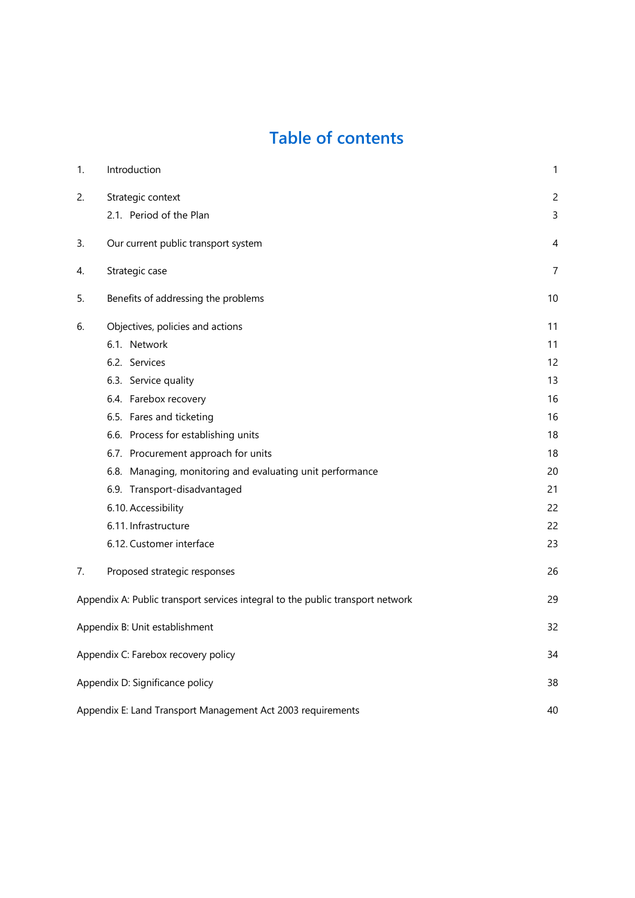# Table of contents

| | | |
|---|---|---|
| 1. | Introduction | 1 |
| 2. | Strategic context | 2 |
| | 2.1. Period of the Plan | 3 |
| 3. | Our current public transport system | 4 |
| 4. | Strategic case | 7 |
| 5. | Benefits of addressing the problems | 10 |
| 6. | Objectives, policies and actions | 11 |
| | 6.1. Network | 11 |
| | 6.2. Services | 12 |
| | 6.3. Service quality | 13 |
| | 6.4. Farebox recovery | 16 |
| | 6.5. Fares and ticketing | 16 |
| | 6.6. Process for establishing units | 18 |
| | 6.7. Procurement approach for units | 18 |
| | 6.8. Managing, monitoring and evaluating unit performance | 20 |
| | 6.9. Transport-disadvantaged | 21 |
| | 6.10. Accessibility | 22 |
| | 6.11. Infrastructure | 22 |
| | 6.12. Customer interface | 23 |
| 7. | Proposed strategic responses | 26 |
| Appendix A: Public transport services integral to the public transport network | | 29 |
| Appendix B: Unit establishment | | 32 |
| Appendix C: Farebox recovery policy | | 34 |
| Appendix D: Significance policy | | 38 |
| Appendix E: Land Transport Management Act 2003 requirements | | 40 |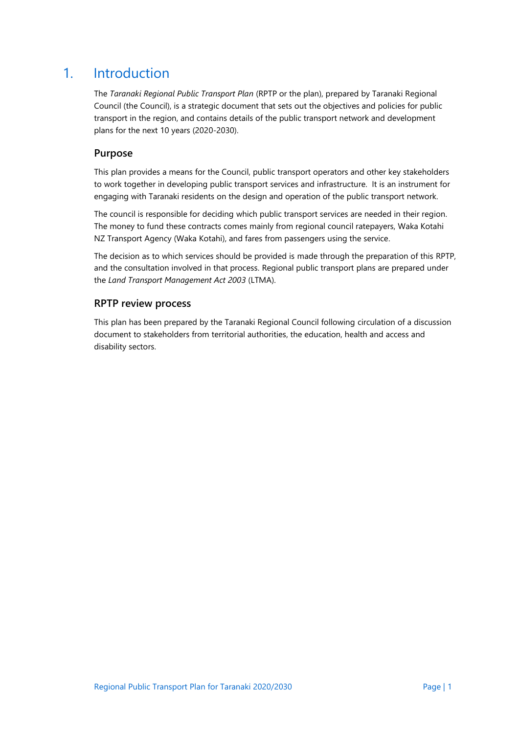# 1. Introduction

The *Taranaki Regional Public Transport Plan* (RPTP or the plan), prepared by Taranaki Regional Council (the Council), is a strategic document that sets out the objectives and policies for public transport in the region, and contains details of the public transport network and development plans for the next 10 years (2020-2030).

## Purpose

This plan provides a means for the Council, public transport operators and other key stakeholders to work together in developing public transport services and infrastructure. It is an instrument for engaging with Taranaki residents on the design and operation of the public transport network.

The council is responsible for deciding which public transport services are needed in their region. The money to fund these contracts comes mainly from regional council ratepayers, Waka Kotahi NZ Transport Agency (Waka Kotahi), and fares from passengers using the service.

The decision as to which services should be provided is made through the preparation of this RPTP, and the consultation involved in that process. Regional public transport plans are prepared under the *Land Transport Management Act 2003* (LTMA).

## RPTP review process

This plan has been prepared by the Taranaki Regional Council following circulation of a discussion document to stakeholders from territorial authorities, the education, health and access and disability sectors.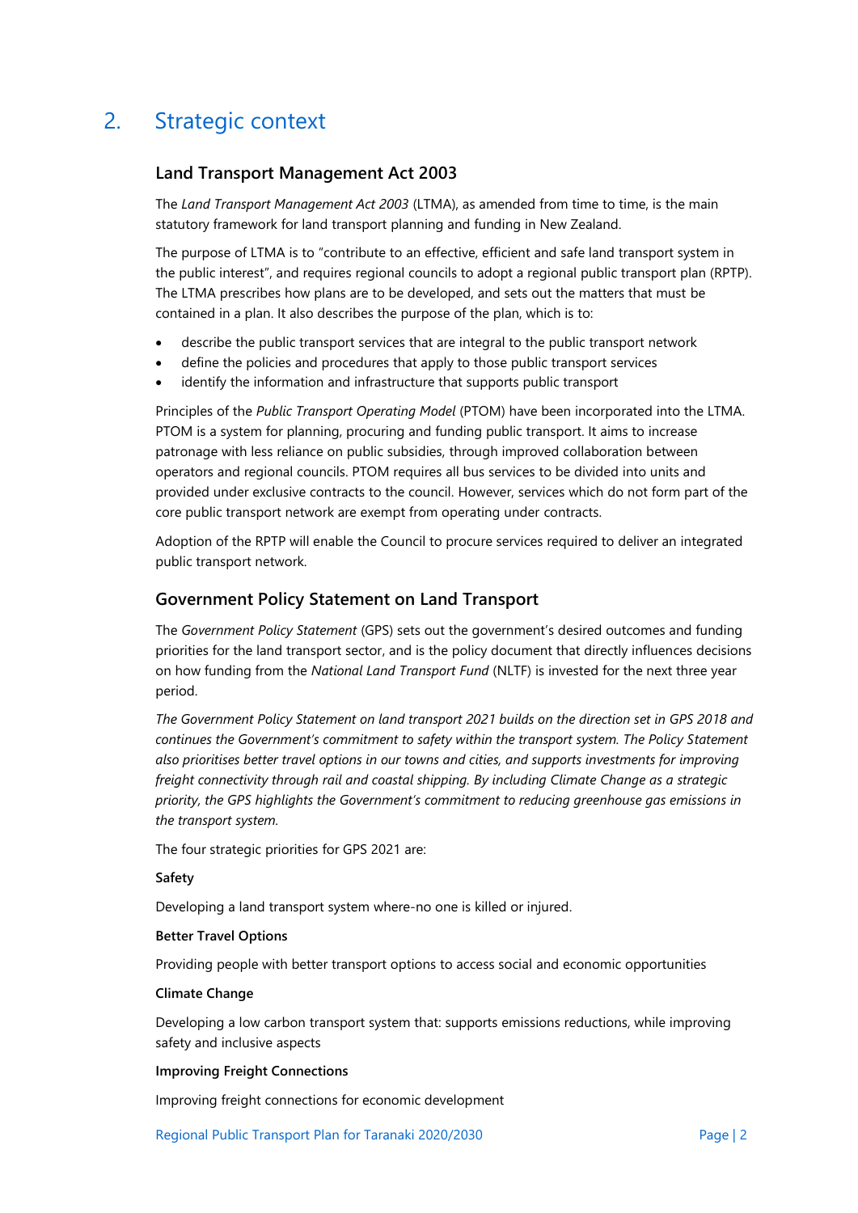# 2. Strategic context

## Land Transport Management Act 2003

The *Land Transport Management Act 2003* (LTMA), as amended from time to time, is the main statutory framework for land transport planning and funding in New Zealand.

The purpose of LTMA is to "contribute to an effective, efficient and safe land transport system in the public interest", and requires regional councils to adopt a regional public transport plan (RPTP). The LTMA prescribes how plans are to be developed, and sets out the matters that must be contained in a plan. It also describes the purpose of the plan, which is to:

- describe the public transport services that are integral to the public transport network
- define the policies and procedures that apply to those public transport services
- identify the information and infrastructure that supports public transport

Principles of the *Public Transport Operating Model* (PTOM) have been incorporated into the LTMA. PTOM is a system for planning, procuring and funding public transport. It aims to increase patronage with less reliance on public subsidies, through improved collaboration between operators and regional councils. PTOM requires all bus services to be divided into units and provided under exclusive contracts to the council. However, services which do not form part of the core public transport network are exempt from operating under contracts.

Adoption of the RPTP will enable the Council to procure services required to deliver an integrated public transport network.

## Government Policy Statement on Land Transport

The *Government Policy Statement* (GPS) sets out the government's desired outcomes and funding priorities for the land transport sector, and is the policy document that directly influences decisions on how funding from the *National Land Transport Fund* (NLTF) is invested for the next three year period.

*The Government Policy Statement on land transport 2021 builds on the direction set in GPS 2018 and continues the Government's commitment to safety within the transport system. The Policy Statement also prioritises better travel options in our towns and cities, and supports investments for improving freight connectivity through rail and coastal shipping. By including Climate Change as a strategic priority, the GPS highlights the Government's commitment to reducing greenhouse gas emissions in the transport system.*

The four strategic priorities for GPS 2021 are:

**Safety**

Developing a land transport system where-no one is killed or injured.

**Better Travel Options**

Providing people with better transport options to access social and economic opportunities

**Climate Change**

Developing a low carbon transport system that: supports emissions reductions, while improving safety and inclusive aspects

**Improving Freight Connections**

Improving freight connections for economic development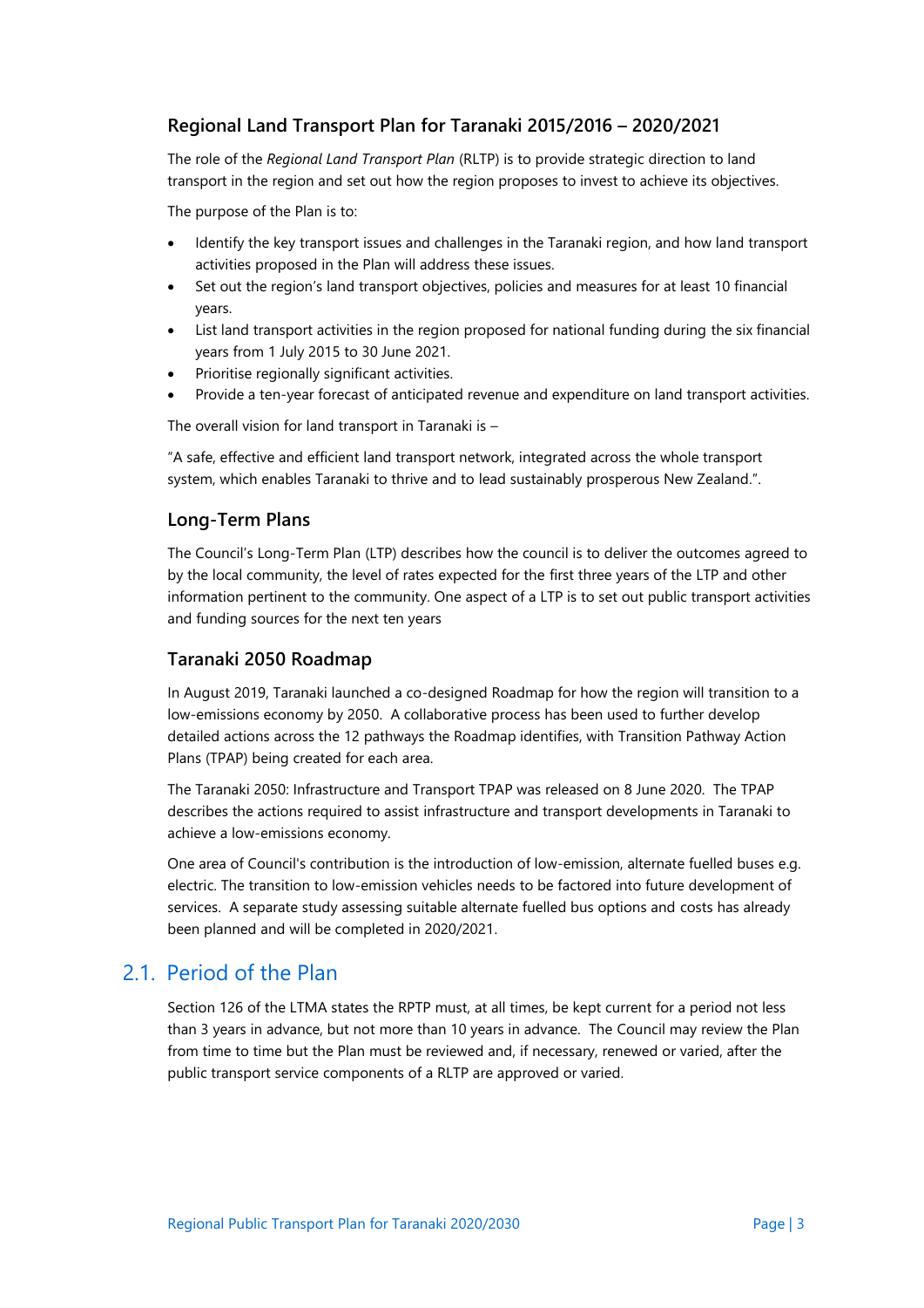### Regional Land Transport Plan for Taranaki 2015/2016 – 2020/2021

The role of the *Regional Land Transport Plan* (RLTP) is to provide strategic direction to land transport in the region and set out how the region proposes to invest to achieve its objectives.

The purpose of the Plan is to:

- Identify the key transport issues and challenges in the Taranaki region, and how land transport activities proposed in the Plan will address these issues.
- Set out the region's land transport objectives, policies and measures for at least 10 financial years.
- List land transport activities in the region proposed for national funding during the six financial years from 1 July 2015 to 30 June 2021.
- Prioritise regionally significant activities.
- Provide a ten-year forecast of anticipated revenue and expenditure on land transport activities.

The overall vision for land transport in Taranaki is –

"A safe, effective and efficient land transport network, integrated across the whole transport system, which enables Taranaki to thrive and to lead sustainably prosperous New Zealand.".

### Long-Term Plans

The Council's Long-Term Plan (LTP) describes how the council is to deliver the outcomes agreed to by the local community, the level of rates expected for the first three years of the LTP and other information pertinent to the community. One aspect of a LTP is to set out public transport activities and funding sources for the next ten years

### Taranaki 2050 Roadmap

In August 2019, Taranaki launched a co-designed Roadmap for how the region will transition to a low-emissions economy by 2050. A collaborative process has been used to further develop detailed actions across the 12 pathways the Roadmap identifies, with Transition Pathway Action Plans (TPAP) being created for each area.

The Taranaki 2050: Infrastructure and Transport TPAP was released on 8 June 2020. The TPAP describes the actions required to assist infrastructure and transport developments in Taranaki to achieve a low-emissions economy.

One area of Council's contribution is the introduction of low-emission, alternate fuelled buses e.g. electric. The transition to low-emission vehicles needs to be factored into future development of services. A separate study assessing suitable alternate fuelled bus options and costs has already been planned and will be completed in 2020/2021.

## 2.1. Period of the Plan

Section 126 of the LTMA states the RPTP must, at all times, be kept current for a period not less than 3 years in advance, but not more than 10 years in advance. The Council may review the Plan from time to time but the Plan must be reviewed and, if necessary, renewed or varied, after the public transport service components of a RLTP are approved or varied.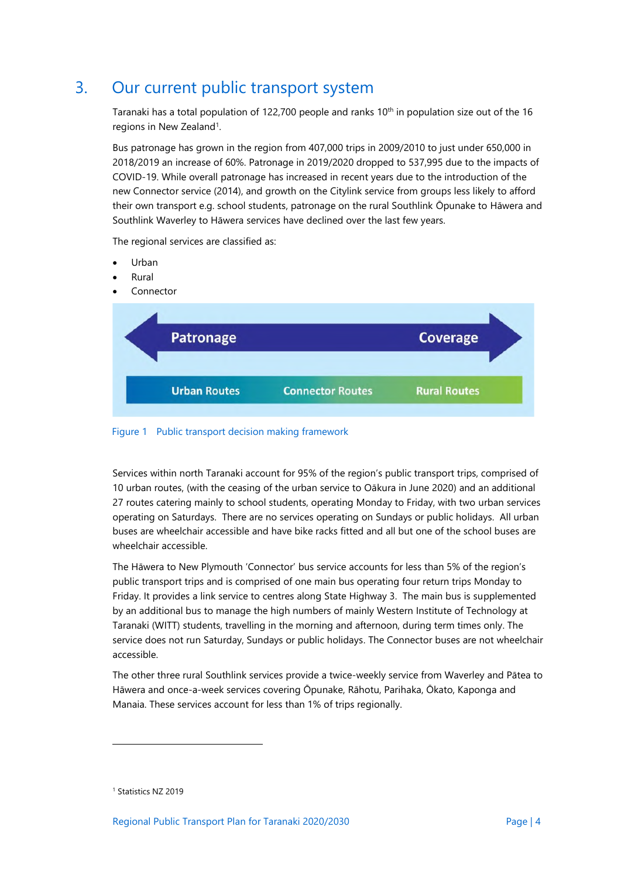# 3. Our current public transport system

Taranaki has a total population of 122,700 people and ranks 10th in population size out of the 16 regions in New Zealand[1].

Bus patronage has grown in the region from 407,000 trips in 2009/2010 to just under 650,000 in 2018/2019 an increase of 60%. Patronage in 2019/2020 dropped to 537,995 due to the impacts of COVID-19. While overall patronage has increased in recent years due to the introduction of the new Connector service (2014), and growth on the Citylink service from groups less likely to afford their own transport e.g. school students, patronage on the rural Southlink Ōpunake to Hāwera and Southlink Waverley to Hāwera services have declined over the last few years.

The regional services are classified as:

- Urban
- Rural
- Connector

Patronage ⟷ Coverage

Urban Routes — Connector Routes — Rural Routes

Figure 1 Public transport decision making framework

Services within north Taranaki account for 95% of the region's public transport trips, comprised of 10 urban routes, (with the ceasing of the urban service to Oākura in June 2020) and an additional 27 routes catering mainly to school students, operating Monday to Friday, with two urban services operating on Saturdays. There are no services operating on Sundays or public holidays. All urban buses are wheelchair accessible and have bike racks fitted and all but one of the school buses are wheelchair accessible.

The Hāwera to New Plymouth 'Connector' bus service accounts for less than 5% of the region's public transport trips and is comprised of one main bus operating four return trips Monday to Friday. It provides a link service to centres along State Highway 3. The main bus is supplemented by an additional bus to manage the high numbers of mainly Western Institute of Technology at Taranaki (WITT) students, travelling in the morning and afternoon, during term times only. The service does not run Saturday, Sundays or public holidays. The Connector buses are not wheelchair accessible.

The other three rural Southlink services provide a twice-weekly service from Waverley and Pātea to Hāwera and once-a-week services covering Ōpunake, Rāhotu, Parihaka, Ōkato, Kaponga and Manaia. These services account for less than 1% of trips regionally.

[1] Statistics NZ 2019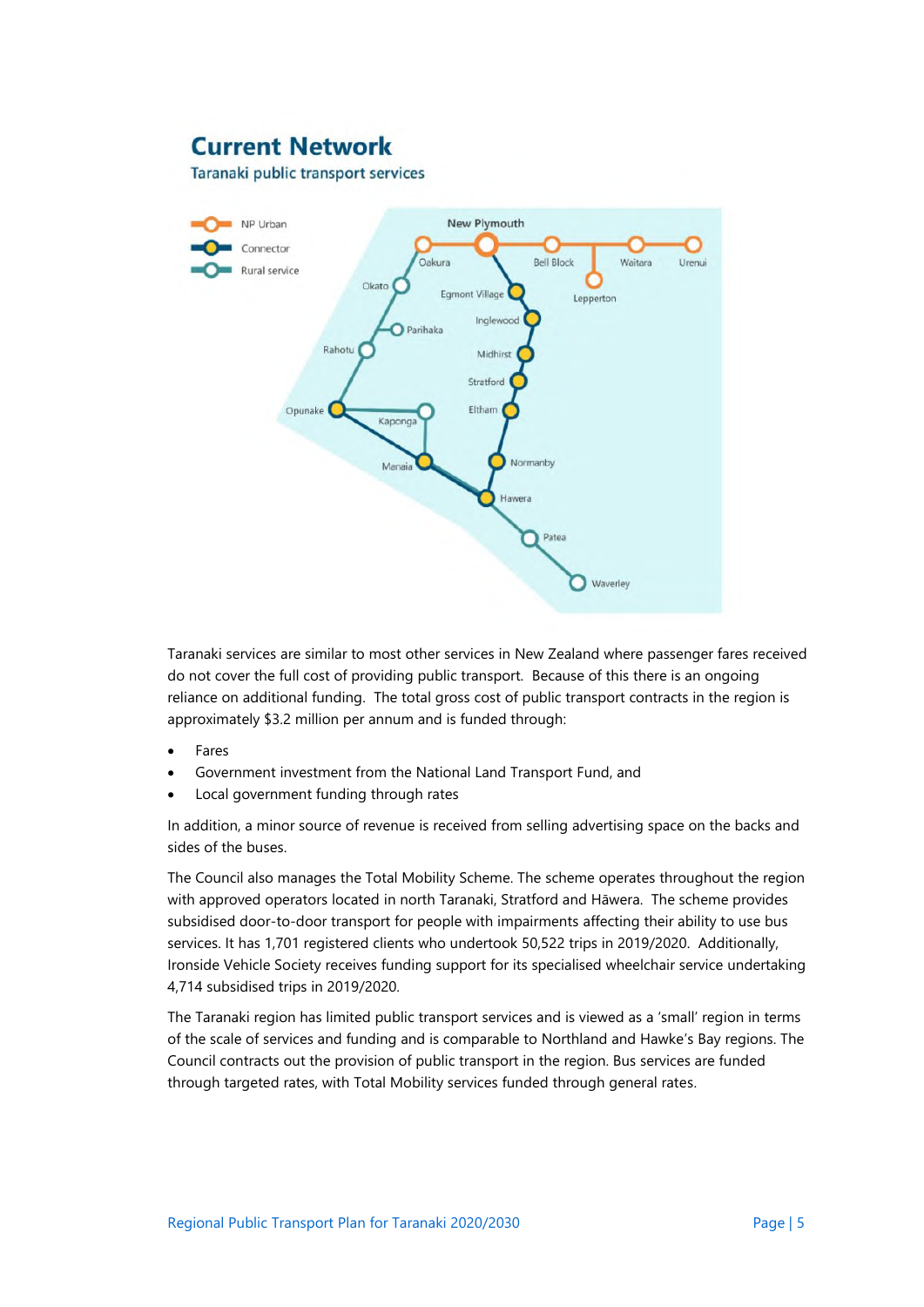# Current Network

Taranaki public transport services

Taranaki services are similar to most other services in New Zealand where passenger fares received do not cover the full cost of providing public transport. Because of this there is an ongoing reliance on additional funding. The total gross cost of public transport contracts in the region is approximately $3.2 million per annum and is funded through:

- Fares
- Government investment from the National Land Transport Fund, and
- Local government funding through rates

In addition, a minor source of revenue is received from selling advertising space on the backs and sides of the buses.

The Council also manages the Total Mobility Scheme. The scheme operates throughout the region with approved operators located in north Taranaki, Stratford and Hāwera. The scheme provides subsidised door-to-door transport for people with impairments affecting their ability to use bus services. It has 1,701 registered clients who undertook 50,522 trips in 2019/2020. Additionally, Ironside Vehicle Society receives funding support for its specialised wheelchair service undertaking 4,714 subsidised trips in 2019/2020.

The Taranaki region has limited public transport services and is viewed as a 'small' region in terms of the scale of services and funding and is comparable to Northland and Hawke's Bay regions. The Council contracts out the provision of public transport in the region. Bus services are funded through targeted rates, with Total Mobility services funded through general rates.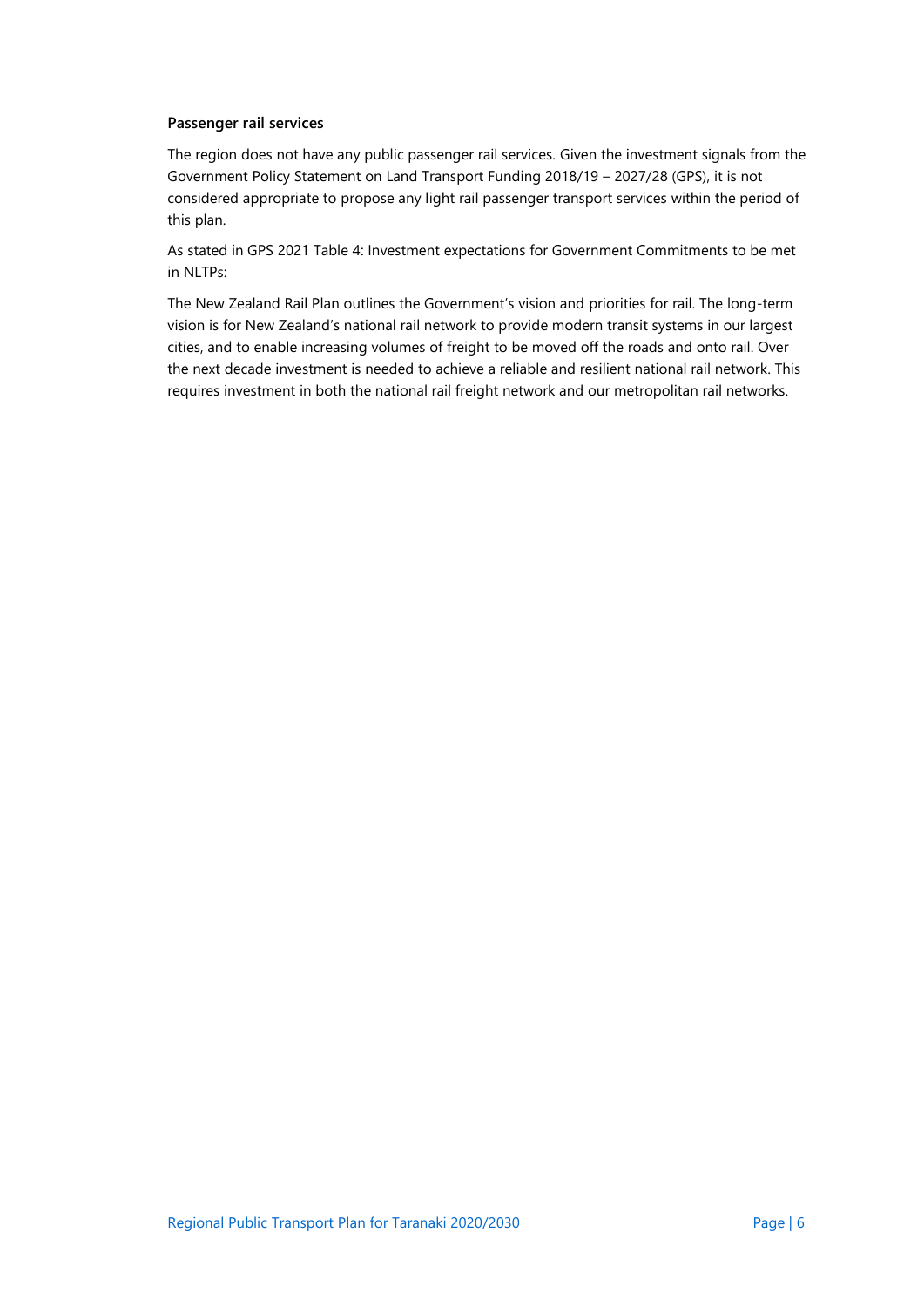### Passenger rail services

The region does not have any public passenger rail services. Given the investment signals from the Government Policy Statement on Land Transport Funding 2018/19 – 2027/28 (GPS), it is not considered appropriate to propose any light rail passenger transport services within the period of this plan.

As stated in GPS 2021 Table 4: Investment expectations for Government Commitments to be met in NLTPs:

The New Zealand Rail Plan outlines the Government's vision and priorities for rail. The long-term vision is for New Zealand's national rail network to provide modern transit systems in our largest cities, and to enable increasing volumes of freight to be moved off the roads and onto rail. Over the next decade investment is needed to achieve a reliable and resilient national rail network. This requires investment in both the national rail freight network and our metropolitan rail networks.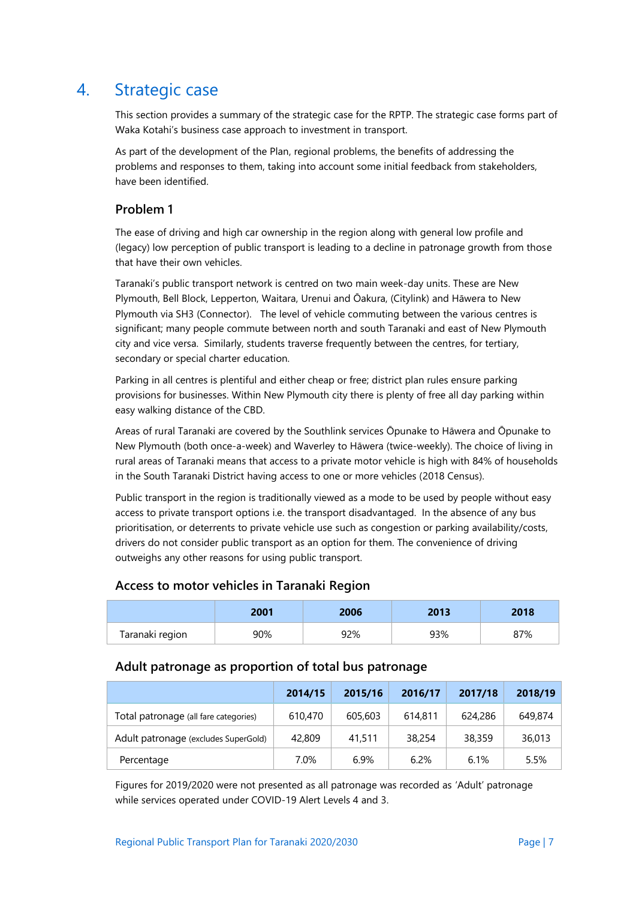# 4. Strategic case

This section provides a summary of the strategic case for the RPTP. The strategic case forms part of Waka Kotahi's business case approach to investment in transport.

As part of the development of the Plan, regional problems, the benefits of addressing the problems and responses to them, taking into account some initial feedback from stakeholders, have been identified.

## Problem 1

The ease of driving and high car ownership in the region along with general low profile and (legacy) low perception of public transport is leading to a decline in patronage growth from those that have their own vehicles.

Taranaki's public transport network is centred on two main week-day units. These are New Plymouth, Bell Block, Lepperton, Waitara, Urenui and Ōakura, (Citylink) and Hāwera to New Plymouth via SH3 (Connector). The level of vehicle commuting between the various centres is significant; many people commute between north and south Taranaki and east of New Plymouth city and vice versa. Similarly, students traverse frequently between the centres, for tertiary, secondary or special charter education.

Parking in all centres is plentiful and either cheap or free; district plan rules ensure parking provisions for businesses. Within New Plymouth city there is plenty of free all day parking within easy walking distance of the CBD.

Areas of rural Taranaki are covered by the Southlink services Ōpunake to Hāwera and Ōpunake to New Plymouth (both once-a-week) and Waverley to Hāwera (twice-weekly). The choice of living in rural areas of Taranaki means that access to a private motor vehicle is high with 84% of households in the South Taranaki District having access to one or more vehicles (2018 Census).

Public transport in the region is traditionally viewed as a mode to be used by people without easy access to private transport options i.e. the transport disadvantaged. In the absence of any bus prioritisation, or deterrents to private vehicle use such as congestion or parking availability/costs, drivers do not consider public transport as an option for them. The convenience of driving outweighs any other reasons for using public transport.

### Access to motor vehicles in Taranaki Region

| | 2001 | 2006 | 2013 | 2018 |
|---|---|---|---|---|
| Taranaki region | 90% | 92% | 93% | 87% |

### Adult patronage as proportion of total bus patronage

| | 2014/15 | 2015/16 | 2016/17 | 2017/18 | 2018/19 |
|---|---|---|---|---|---|
| Total patronage (all fare categories) | 610,470 | 605,603 | 614,811 | 624,286 | 649,874 |
| Adult patronage (excludes SuperGold) | 42,809 | 41,511 | 38,254 | 38,359 | 36,013 |
| Percentage | 7.0% | 6.9% | 6.2% | 6.1% | 5.5% |

Figures for 2019/2020 were not presented as all patronage was recorded as 'Adult' patronage while services operated under COVID-19 Alert Levels 4 and 3.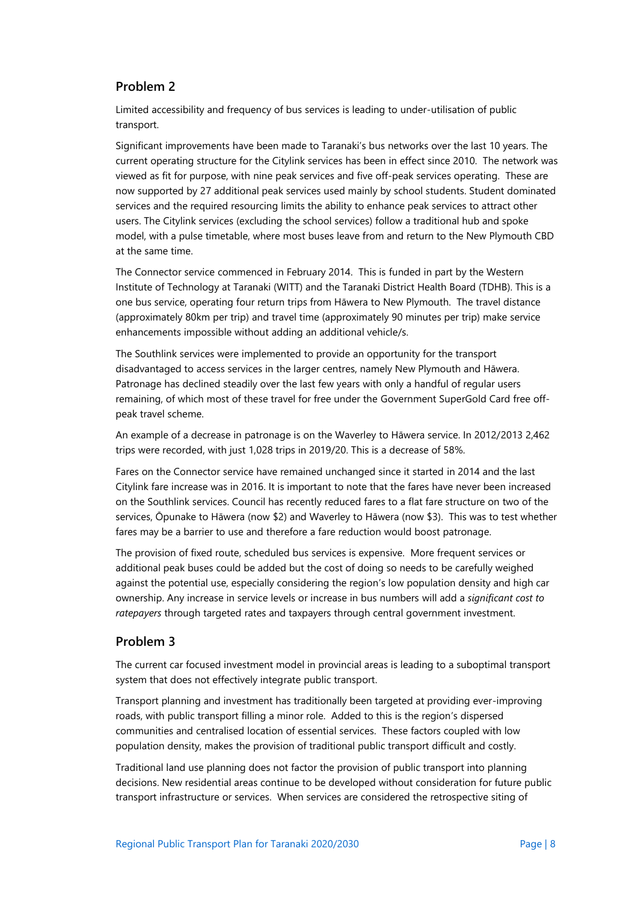## Problem 2

Limited accessibility and frequency of bus services is leading to under-utilisation of public transport.

Significant improvements have been made to Taranaki's bus networks over the last 10 years. The current operating structure for the Citylink services has been in effect since 2010. The network was viewed as fit for purpose, with nine peak services and five off-peak services operating. These are now supported by 27 additional peak services used mainly by school students. Student dominated services and the required resourcing limits the ability to enhance peak services to attract other users. The Citylink services (excluding the school services) follow a traditional hub and spoke model, with a pulse timetable, where most buses leave from and return to the New Plymouth CBD at the same time.

The Connector service commenced in February 2014. This is funded in part by the Western Institute of Technology at Taranaki (WITT) and the Taranaki District Health Board (TDHB). This is a one bus service, operating four return trips from Hāwera to New Plymouth. The travel distance (approximately 80km per trip) and travel time (approximately 90 minutes per trip) make service enhancements impossible without adding an additional vehicle/s.

The Southlink services were implemented to provide an opportunity for the transport disadvantaged to access services in the larger centres, namely New Plymouth and Hāwera. Patronage has declined steadily over the last few years with only a handful of regular users remaining, of which most of these travel for free under the Government SuperGold Card free off-peak travel scheme.

An example of a decrease in patronage is on the Waverley to Hāwera service. In 2012/2013 2,462 trips were recorded, with just 1,028 trips in 2019/20. This is a decrease of 58%.

Fares on the Connector service have remained unchanged since it started in 2014 and the last Citylink fare increase was in 2016. It is important to note that the fares have never been increased on the Southlink services. Council has recently reduced fares to a flat fare structure on two of the services, Ōpunake to Hāwera (now $2) and Waverley to Hāwera (now $3). This was to test whether fares may be a barrier to use and therefore a fare reduction would boost patronage.

The provision of fixed route, scheduled bus services is expensive. More frequent services or additional peak buses could be added but the cost of doing so needs to be carefully weighed against the potential use, especially considering the region's low population density and high car ownership. Any increase in service levels or increase in bus numbers will add a *significant cost to ratepayers* through targeted rates and taxpayers through central government investment.

## Problem 3

The current car focused investment model in provincial areas is leading to a suboptimal transport system that does not effectively integrate public transport.

Transport planning and investment has traditionally been targeted at providing ever-improving roads, with public transport filling a minor role. Added to this is the region's dispersed communities and centralised location of essential services. These factors coupled with low population density, makes the provision of traditional public transport difficult and costly.

Traditional land use planning does not factor the provision of public transport into planning decisions. New residential areas continue to be developed without consideration for future public transport infrastructure or services. When services are considered the retrospective siting of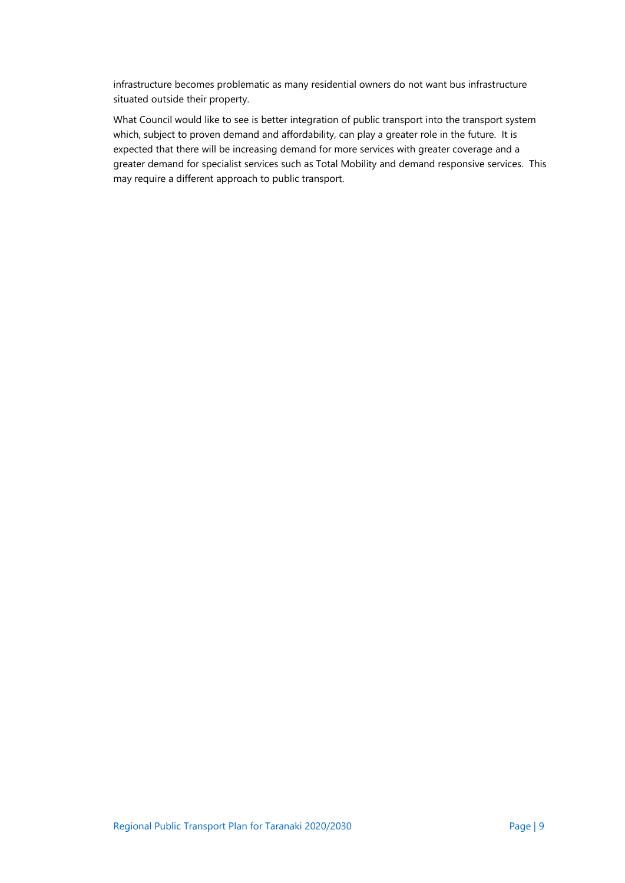infrastructure becomes problematic as many residential owners do not want bus infrastructure situated outside their property.

What Council would like to see is better integration of public transport into the transport system which, subject to proven demand and affordability, can play a greater role in the future. It is expected that there will be increasing demand for more services with greater coverage and a greater demand for specialist services such as Total Mobility and demand responsive services. This may require a different approach to public transport.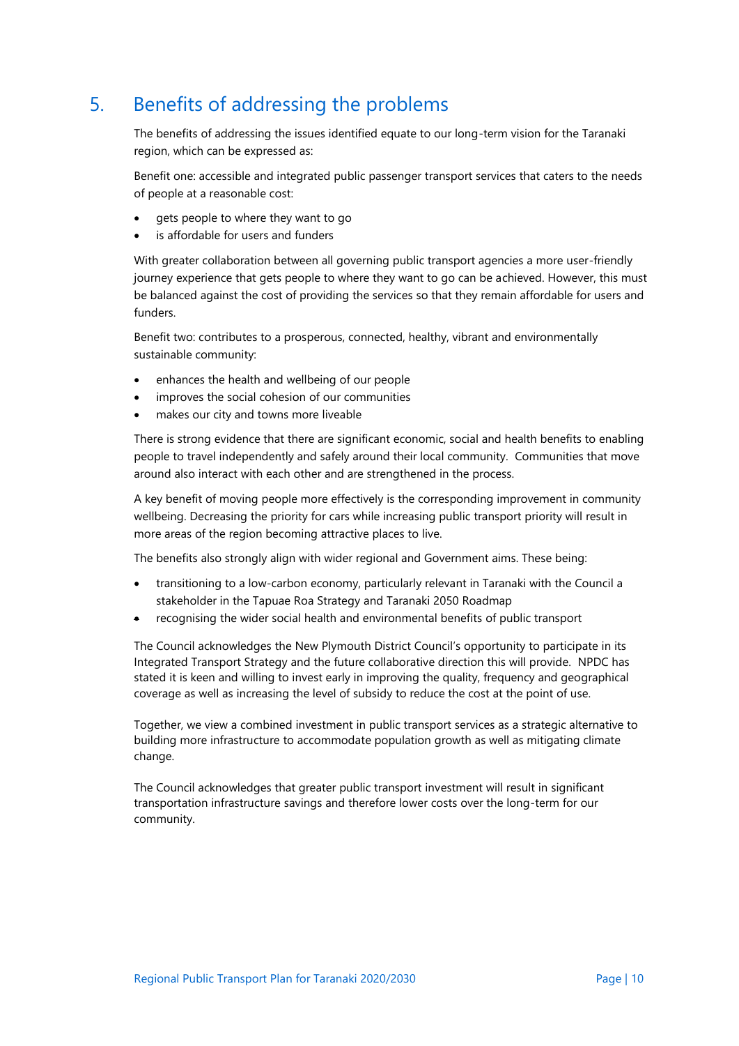# 5. Benefits of addressing the problems

The benefits of addressing the issues identified equate to our long-term vision for the Taranaki region, which can be expressed as:

Benefit one: accessible and integrated public passenger transport services that caters to the needs of people at a reasonable cost:

- gets people to where they want to go
- is affordable for users and funders

With greater collaboration between all governing public transport agencies a more user-friendly journey experience that gets people to where they want to go can be achieved. However, this must be balanced against the cost of providing the services so that they remain affordable for users and funders.

Benefit two: contributes to a prosperous, connected, healthy, vibrant and environmentally sustainable community:

- enhances the health and wellbeing of our people
- improves the social cohesion of our communities
- makes our city and towns more liveable

There is strong evidence that there are significant economic, social and health benefits to enabling people to travel independently and safely around their local community. Communities that move around also interact with each other and are strengthened in the process.

A key benefit of moving people more effectively is the corresponding improvement in community wellbeing. Decreasing the priority for cars while increasing public transport priority will result in more areas of the region becoming attractive places to live.

The benefits also strongly align with wider regional and Government aims. These being:

- transitioning to a low-carbon economy, particularly relevant in Taranaki with the Council a stakeholder in the Tapuae Roa Strategy and Taranaki 2050 Roadmap
- recognising the wider social health and environmental benefits of public transport

The Council acknowledges the New Plymouth District Council's opportunity to participate in its Integrated Transport Strategy and the future collaborative direction this will provide. NPDC has stated it is keen and willing to invest early in improving the quality, frequency and geographical coverage as well as increasing the level of subsidy to reduce the cost at the point of use.

Together, we view a combined investment in public transport services as a strategic alternative to building more infrastructure to accommodate population growth as well as mitigating climate change.

The Council acknowledges that greater public transport investment will result in significant transportation infrastructure savings and therefore lower costs over the long-term for our community.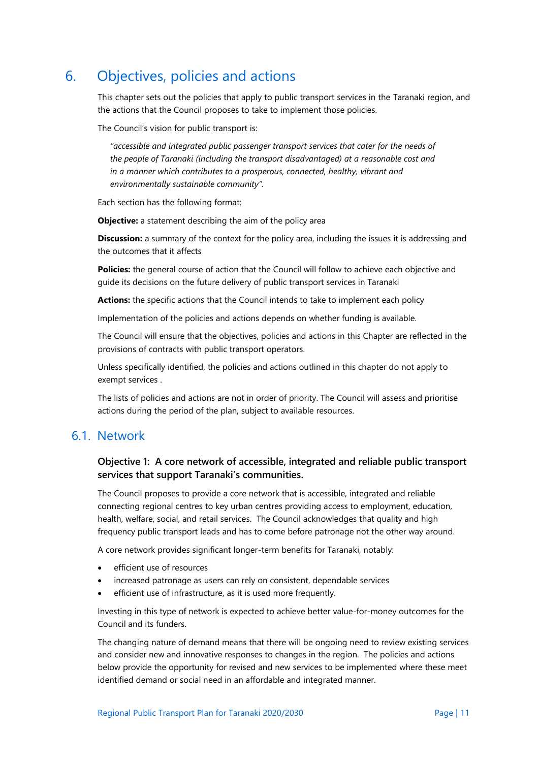# 6. Objectives, policies and actions

This chapter sets out the policies that apply to public transport services in the Taranaki region, and the actions that the Council proposes to take to implement those policies.

The Council's vision for public transport is:

> *"accessible and integrated public passenger transport services that cater for the needs of the people of Taranaki (including the transport disadvantaged) at a reasonable cost and in a manner which contributes to a prosperous, connected, healthy, vibrant and environmentally sustainable community".*

Each section has the following format:

**Objective:** a statement describing the aim of the policy area

**Discussion:** a summary of the context for the policy area, including the issues it is addressing and the outcomes that it affects

**Policies:** the general course of action that the Council will follow to achieve each objective and guide its decisions on the future delivery of public transport services in Taranaki

**Actions:** the specific actions that the Council intends to take to implement each policy

Implementation of the policies and actions depends on whether funding is available.

The Council will ensure that the objectives, policies and actions in this Chapter are reflected in the provisions of contracts with public transport operators.

Unless specifically identified, the policies and actions outlined in this chapter do not apply to exempt services .

The lists of policies and actions are not in order of priority. The Council will assess and prioritise actions during the period of the plan, subject to available resources.

## 6.1. Network

### Objective 1: A core network of accessible, integrated and reliable public transport services that support Taranaki's communities.

The Council proposes to provide a core network that is accessible, integrated and reliable connecting regional centres to key urban centres providing access to employment, education, health, welfare, social, and retail services. The Council acknowledges that quality and high frequency public transport leads and has to come before patronage not the other way around.

A core network provides significant longer-term benefits for Taranaki, notably:

- efficient use of resources
- increased patronage as users can rely on consistent, dependable services
- efficient use of infrastructure, as it is used more frequently.

Investing in this type of network is expected to achieve better value-for-money outcomes for the Council and its funders.

The changing nature of demand means that there will be ongoing need to review existing services and consider new and innovative responses to changes in the region. The policies and actions below provide the opportunity for revised and new services to be implemented where these meet identified demand or social need in an affordable and integrated manner.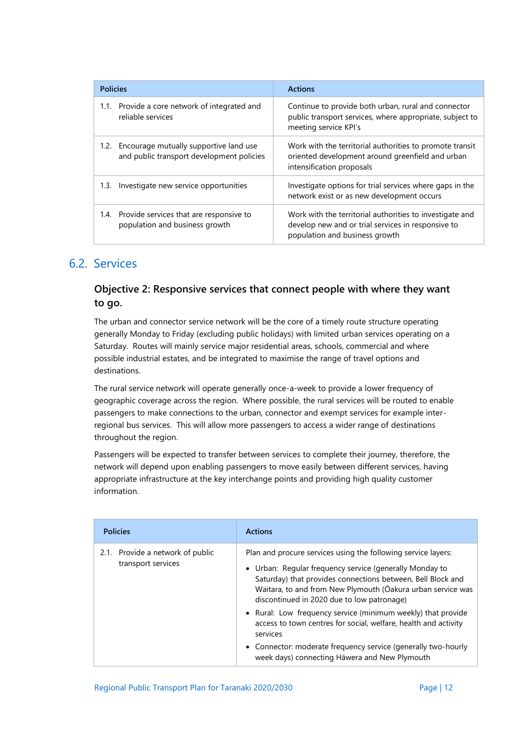| Policies | Actions |
|---|---|
| 1.1. Provide a core network of integrated and reliable services | Continue to provide both urban, rural and connector public transport services, where appropriate, subject to meeting service KPI's |
| 1.2. Encourage mutually supportive land use and public transport development policies | Work with the territorial authorities to promote transit oriented development around greenfield and urban intensification proposals |
| 1.3. Investigate new service opportunities | Investigate options for trial services where gaps in the network exist or as new development occurs |
| 1.4. Provide services that are responsive to population and business growth | Work with the territorial authorities to investigate and develop new and or trial services in responsive to population and business growth |

## 6.2. Services

### Objective 2: Responsive services that connect people with where they want to go.

The urban and connector service network will be the core of a timely route structure operating generally Monday to Friday (excluding public holidays) with limited urban services operating on a Saturday. Routes will mainly service major residential areas, schools, commercial and where possible industrial estates, and be integrated to maximise the range of travel options and destinations.

The rural service network will operate generally once-a-week to provide a lower frequency of geographic coverage across the region. Where possible, the rural services will be routed to enable passengers to make connections to the urban, connector and exempt services for example inter-regional bus services. This will allow more passengers to access a wider range of destinations throughout the region.

Passengers will be expected to transfer between services to complete their journey, therefore, the network will depend upon enabling passengers to move easily between different services, having appropriate infrastructure at the key interchange points and providing high quality customer information.

| Policies | Actions |
|---|---|
| 2.1. Provide a network of public transport services | Plan and procure services using the following service layers:<br>• Urban: Regular frequency service (generally Monday to Saturday) that provides connections between, Bell Block and Waitara, to and from New Plymouth (Ōakura urban service was discontinued in 2020 due to low patronage)<br>• Rural: Low frequency service (minimum weekly) that provide access to town centres for social, welfare, health and activity services<br>• Connector: moderate frequency service (generally two-hourly week days) connecting Hāwera and New Plymouth |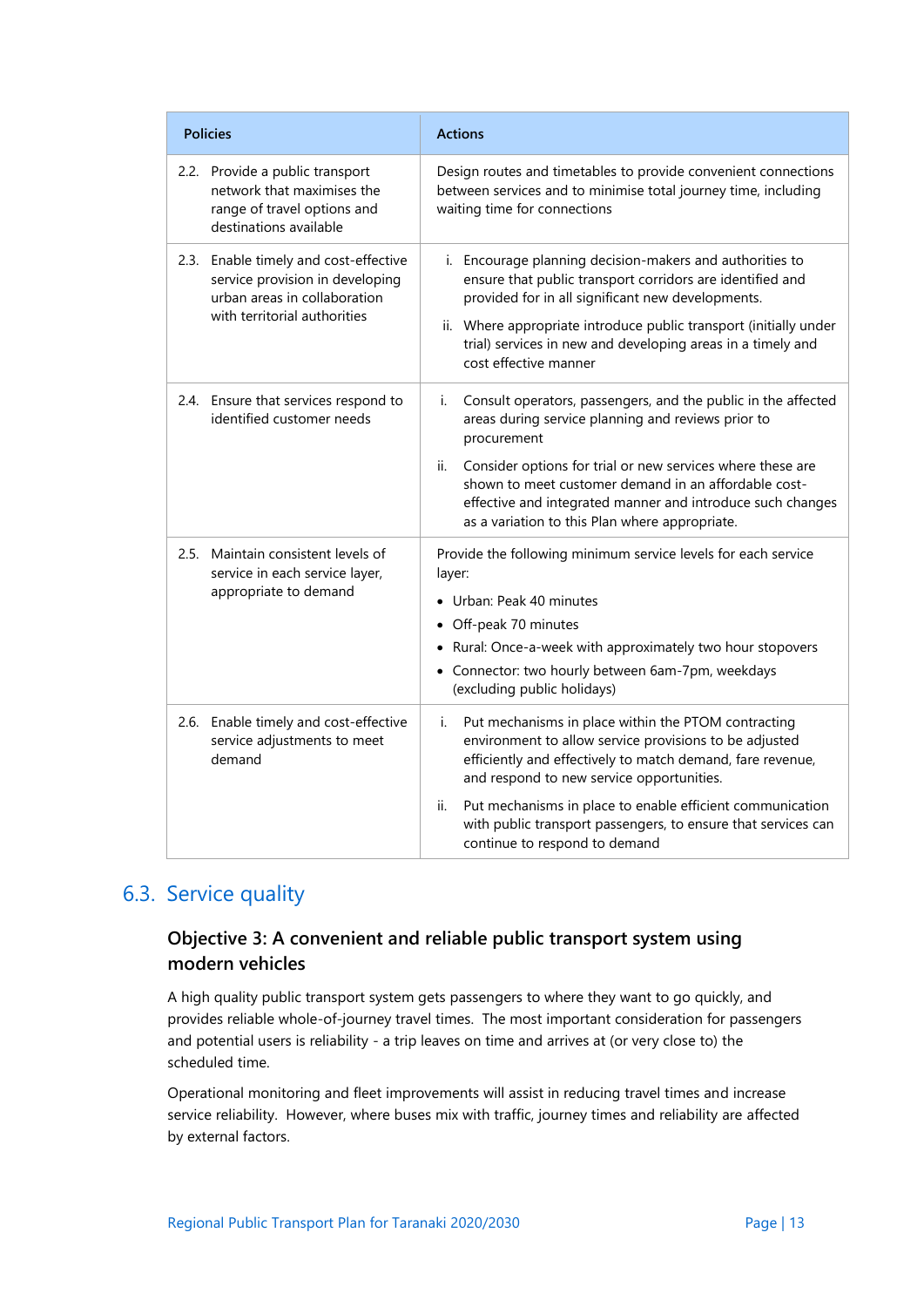| Policies | Actions |
|---|---|
| 2.2. Provide a public transport network that maximises the range of travel options and destinations available | Design routes and timetables to provide convenient connections between services and to minimise total journey time, including waiting time for connections |
| 2.3. Enable timely and cost-effective service provision in developing urban areas in collaboration with territorial authorities | i. Encourage planning decision-makers and authorities to ensure that public transport corridors are identified and provided for in all significant new developments.<br>ii. Where appropriate introduce public transport (initially under trial) services in new and developing areas in a timely and cost effective manner |
| 2.4. Ensure that services respond to identified customer needs | i. Consult operators, passengers, and the public in the affected areas during service planning and reviews prior to procurement<br>ii. Consider options for trial or new services where these are shown to meet customer demand in an affordable cost-effective and integrated manner and introduce such changes as a variation to this Plan where appropriate. |
| 2.5. Maintain consistent levels of service in each service layer, appropriate to demand | Provide the following minimum service levels for each service layer:<br>• Urban: Peak 40 minutes<br>• Off-peak 70 minutes<br>• Rural: Once-a-week with approximately two hour stopovers<br>• Connector: two hourly between 6am-7pm, weekdays (excluding public holidays) |
| 2.6. Enable timely and cost-effective service adjustments to meet demand | i. Put mechanisms in place within the PTOM contracting environment to allow service provisions to be adjusted efficiently and effectively to match demand, fare revenue, and respond to new service opportunities.<br>ii. Put mechanisms in place to enable efficient communication with public transport passengers, to ensure that services can continue to respond to demand |

## 6.3. Service quality

### Objective 3: A convenient and reliable public transport system using modern vehicles

A high quality public transport system gets passengers to where they want to go quickly, and provides reliable whole-of-journey travel times. The most important consideration for passengers and potential users is reliability - a trip leaves on time and arrives at (or very close to) the scheduled time.

Operational monitoring and fleet improvements will assist in reducing travel times and increase service reliability. However, where buses mix with traffic, journey times and reliability are affected by external factors.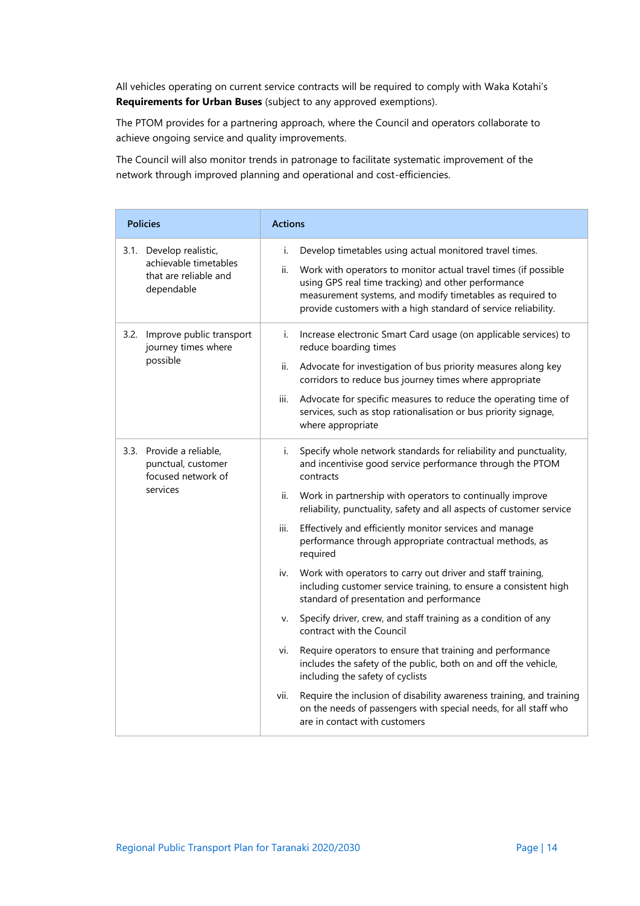All vehicles operating on current service contracts will be required to comply with Waka Kotahi's **Requirements for Urban Buses** (subject to any approved exemptions).

The PTOM provides for a partnering approach, where the Council and operators collaborate to achieve ongoing service and quality improvements.

The Council will also monitor trends in patronage to facilitate systematic improvement of the network through improved planning and operational and cost-efficiencies.

| Policies | Actions |
|---|---|
| 3.1. Develop realistic, achievable timetables that are reliable and dependable | i. Develop timetables using actual monitored travel times.<br>ii. Work with operators to monitor actual travel times (if possible using GPS real time tracking) and other performance measurement systems, and modify timetables as required to provide customers with a high standard of service reliability. |
| 3.2. Improve public transport journey times where possible | i. Increase electronic Smart Card usage (on applicable services) to reduce boarding times<br>ii. Advocate for investigation of bus priority measures along key corridors to reduce bus journey times where appropriate<br>iii. Advocate for specific measures to reduce the operating time of services, such as stop rationalisation or bus priority signage, where appropriate |
| 3.3. Provide a reliable, punctual, customer focused network of services | i. Specify whole network standards for reliability and punctuality, and incentivise good service performance through the PTOM contracts<br>ii. Work in partnership with operators to continually improve reliability, punctuality, safety and all aspects of customer service<br>iii. Effectively and efficiently monitor services and manage performance through appropriate contractual methods, as required<br>iv. Work with operators to carry out driver and staff training, including customer service training, to ensure a consistent high standard of presentation and performance<br>v. Specify driver, crew, and staff training as a condition of any contract with the Council<br>vi. Require operators to ensure that training and performance includes the safety of the public, both on and off the vehicle, including the safety of cyclists<br>vii. Require the inclusion of disability awareness training, and training on the needs of passengers with special needs, for all staff who are in contact with customers |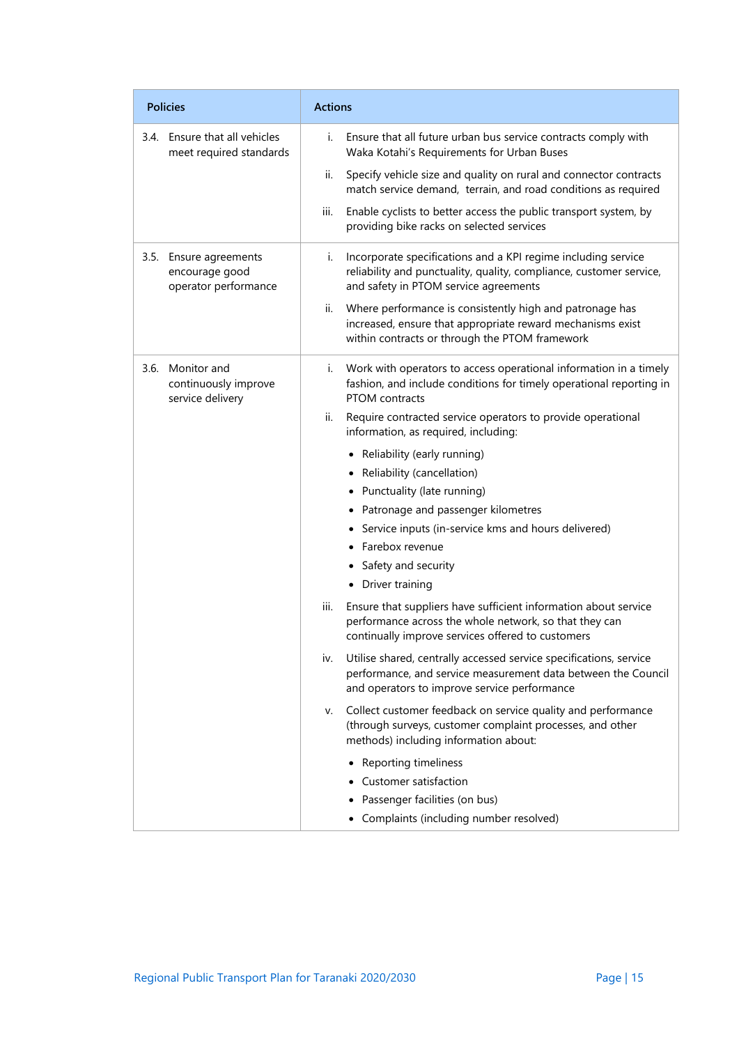| Policies | Actions |
|---|---|
| 3.4. Ensure that all vehicles meet required standards | i. Ensure that all future urban bus service contracts comply with Waka Kotahi's Requirements for Urban Buses<br><br>ii. Specify vehicle size and quality on rural and connector contracts match service demand, terrain, and road conditions as required<br><br>iii. Enable cyclists to better access the public transport system, by providing bike racks on selected services |
| 3.5. Ensure agreements encourage good operator performance | i. Incorporate specifications and a KPI regime including service reliability and punctuality, quality, compliance, customer service, and safety in PTOM service agreements<br><br>ii. Where performance is consistently high and patronage has increased, ensure that appropriate reward mechanisms exist within contracts or through the PTOM framework |
| 3.6. Monitor and continuously improve service delivery | i. Work with operators to access operational information in a timely fashion, and include conditions for timely operational reporting in PTOM contracts<br><br>ii. Require contracted service operators to provide operational information, as required, including:<br>• Reliability (early running)<br>• Reliability (cancellation)<br>• Punctuality (late running)<br>• Patronage and passenger kilometres<br>• Service inputs (in-service kms and hours delivered)<br>• Farebox revenue<br>• Safety and security<br>• Driver training<br><br>iii. Ensure that suppliers have sufficient information about service performance across the whole network, so that they can continually improve services offered to customers<br><br>iv. Utilise shared, centrally accessed service specifications, service performance, and service measurement data between the Council and operators to improve service performance<br><br>v. Collect customer feedback on service quality and performance (through surveys, customer complaint processes, and other methods) including information about:<br>• Reporting timeliness<br>• Customer satisfaction<br>• Passenger facilities (on bus)<br>• Complaints (including number resolved) |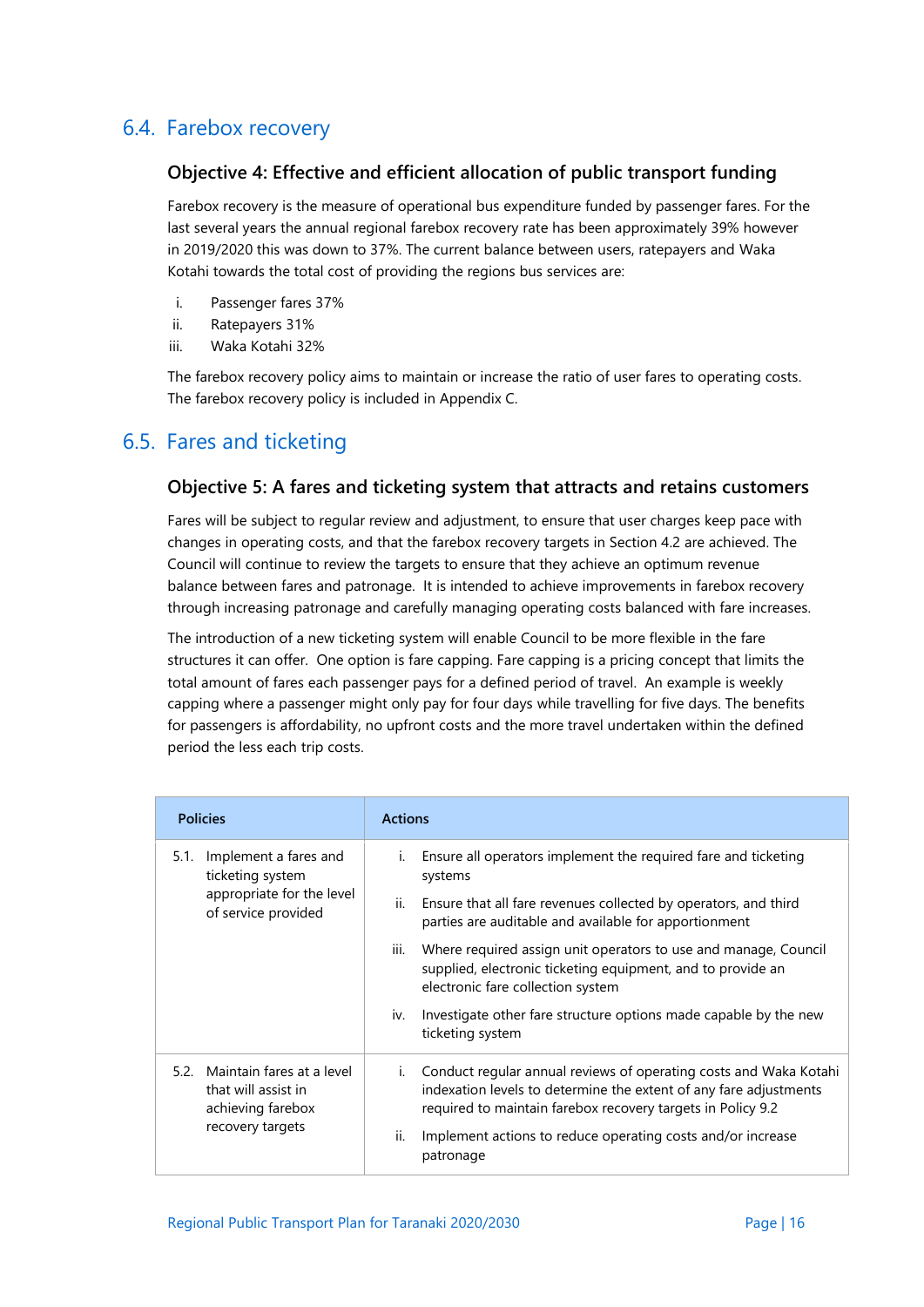## 6.4. Farebox recovery

### Objective 4: Effective and efficient allocation of public transport funding

Farebox recovery is the measure of operational bus expenditure funded by passenger fares. For the last several years the annual regional farebox recovery rate has been approximately 39% however in 2019/2020 this was down to 37%. The current balance between users, ratepayers and Waka Kotahi towards the total cost of providing the regions bus services are:

i. Passenger fares 37%
ii. Ratepayers 31%
iii. Waka Kotahi 32%

The farebox recovery policy aims to maintain or increase the ratio of user fares to operating costs. The farebox recovery policy is included in Appendix C.

## 6.5. Fares and ticketing

### Objective 5: A fares and ticketing system that attracts and retains customers

Fares will be subject to regular review and adjustment, to ensure that user charges keep pace with changes in operating costs, and that the farebox recovery targets in Section 4.2 are achieved. The Council will continue to review the targets to ensure that they achieve an optimum revenue balance between fares and patronage. It is intended to achieve improvements in farebox recovery through increasing patronage and carefully managing operating costs balanced with fare increases.

The introduction of a new ticketing system will enable Council to be more flexible in the fare structures it can offer. One option is fare capping. Fare capping is a pricing concept that limits the total amount of fares each passenger pays for a defined period of travel. An example is weekly capping where a passenger might only pay for four days while travelling for five days. The benefits for passengers is affordability, no upfront costs and the more travel undertaken within the defined period the less each trip costs.

| Policies | Actions |
|---|---|
| 5.1. Implement a fares and ticketing system appropriate for the level of service provided | i. Ensure all operators implement the required fare and ticketing systems<br>ii. Ensure that all fare revenues collected by operators, and third parties are auditable and available for apportionment<br>iii. Where required assign unit operators to use and manage, Council supplied, electronic ticketing equipment, and to provide an electronic fare collection system<br>iv. Investigate other fare structure options made capable by the new ticketing system |
| 5.2. Maintain fares at a level that will assist in achieving farebox recovery targets | i. Conduct regular annual reviews of operating costs and Waka Kotahi indexation levels to determine the extent of any fare adjustments required to maintain farebox recovery targets in Policy 9.2<br>ii. Implement actions to reduce operating costs and/or increase patronage |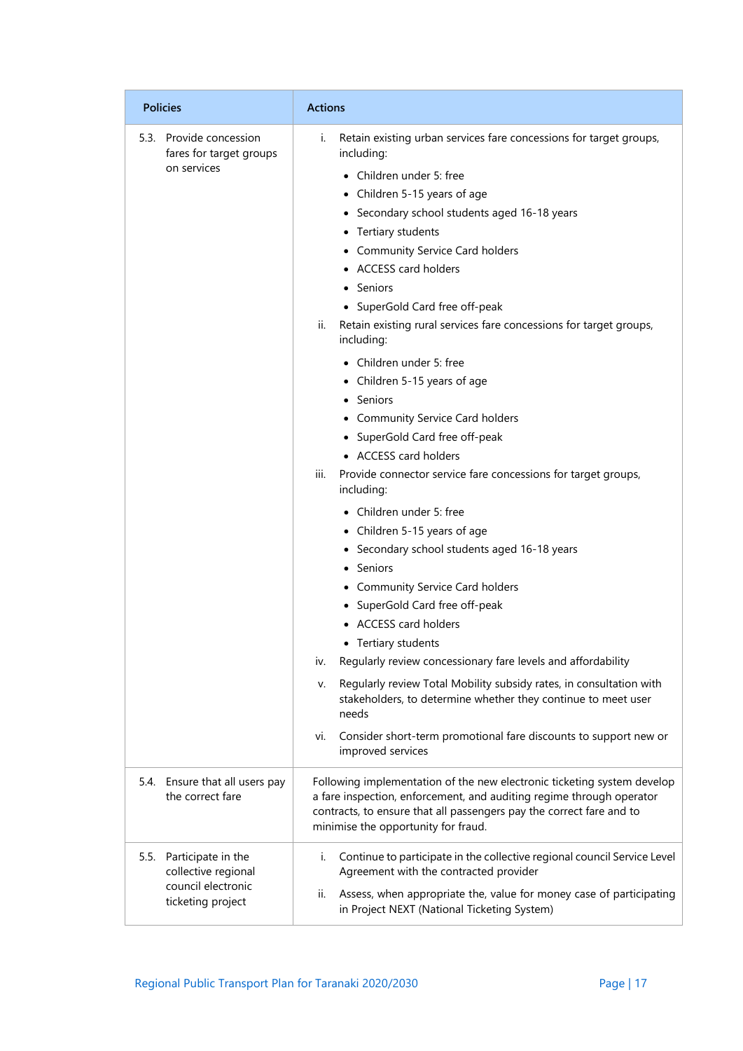| Policies | Actions |
|---|---|
| 5.3. Provide concession fares for target groups on services | i. Retain existing urban services fare concessions for target groups, including:<br>• Children under 5: free<br>• Children 5-15 years of age<br>• Secondary school students aged 16-18 years<br>• Tertiary students<br>• Community Service Card holders<br>• ACCESS card holders<br>• Seniors<br>• SuperGold Card free off-peak<br>ii. Retain existing rural services fare concessions for target groups, including:<br>• Children under 5: free<br>• Children 5-15 years of age<br>• Seniors<br>• Community Service Card holders<br>• SuperGold Card free off-peak<br>• ACCESS card holders<br>iii. Provide connector service fare concessions for target groups, including:<br>• Children under 5: free<br>• Children 5-15 years of age<br>• Secondary school students aged 16-18 years<br>• Seniors<br>• Community Service Card holders<br>• SuperGold Card free off-peak<br>• ACCESS card holders<br>• Tertiary students<br>iv. Regularly review concessionary fare levels and affordability<br>v. Regularly review Total Mobility subsidy rates, in consultation with stakeholders, to determine whether they continue to meet user needs<br>vi. Consider short-term promotional fare discounts to support new or improved services |
| 5.4. Ensure that all users pay the correct fare | Following implementation of the new electronic ticketing system develop a fare inspection, enforcement, and auditing regime through operator contracts, to ensure that all passengers pay the correct fare and to minimise the opportunity for fraud. |
| 5.5. Participate in the collective regional council electronic ticketing project | i. Continue to participate in the collective regional council Service Level Agreement with the contracted provider<br>ii. Assess, when appropriate the, value for money case of participating in Project NEXT (National Ticketing System) |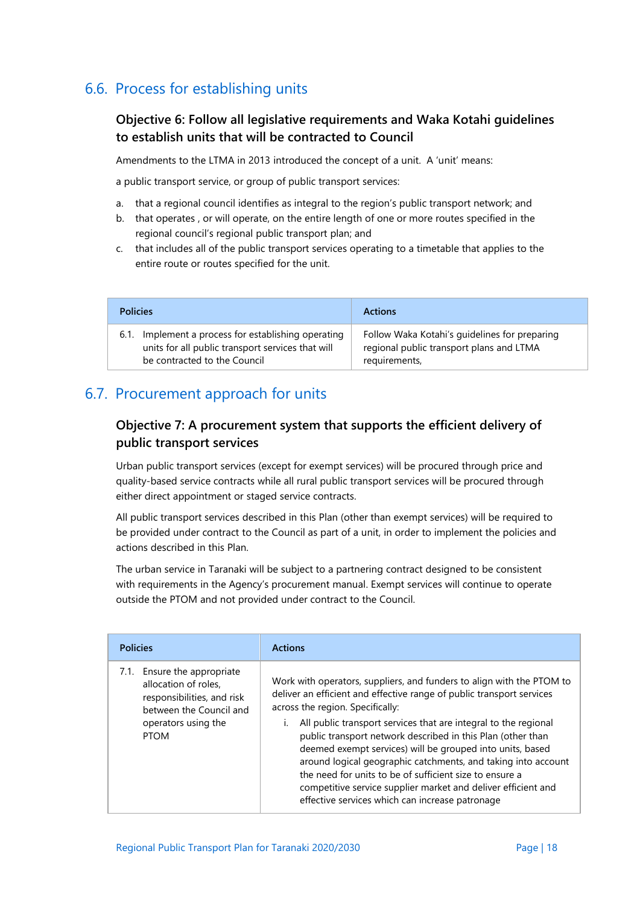## 6.6. Process for establishing units

### Objective 6: Follow all legislative requirements and Waka Kotahi guidelines to establish units that will be contracted to Council

Amendments to the LTMA in 2013 introduced the concept of a unit. A 'unit' means:

a public transport service, or group of public transport services:

a. that a regional council identifies as integral to the region's public transport network; and
b. that operates , or will operate, on the entire length of one or more routes specified in the regional council's regional public transport plan; and
c. that includes all of the public transport services operating to a timetable that applies to the entire route or routes specified for the unit.

| Policies | Actions |
|---|---|
| 6.1. Implement a process for establishing operating units for all public transport services that will be contracted to the Council | Follow Waka Kotahi's guidelines for preparing regional public transport plans and LTMA requirements, |

## 6.7. Procurement approach for units

### Objective 7: A procurement system that supports the efficient delivery of public transport services

Urban public transport services (except for exempt services) will be procured through price and quality-based service contracts while all rural public transport services will be procured through either direct appointment or staged service contracts.

All public transport services described in this Plan (other than exempt services) will be required to be provided under contract to the Council as part of a unit, in order to implement the policies and actions described in this Plan.

The urban service in Taranaki will be subject to a partnering contract designed to be consistent with requirements in the Agency's procurement manual. Exempt services will continue to operate outside the PTOM and not provided under contract to the Council.

| Policies | Actions |
|---|---|
| 7.1. Ensure the appropriate allocation of roles, responsibilities, and risk between the Council and operators using the PTOM | Work with operators, suppliers, and funders to align with the PTOM to deliver an efficient and effective range of public transport services across the region. Specifically:<br>i. All public transport services that are integral to the regional public transport network described in this Plan (other than deemed exempt services) will be grouped into units, based around logical geographic catchments, and taking into account the need for units to be of sufficient size to ensure a competitive service supplier market and deliver efficient and effective services which can increase patronage |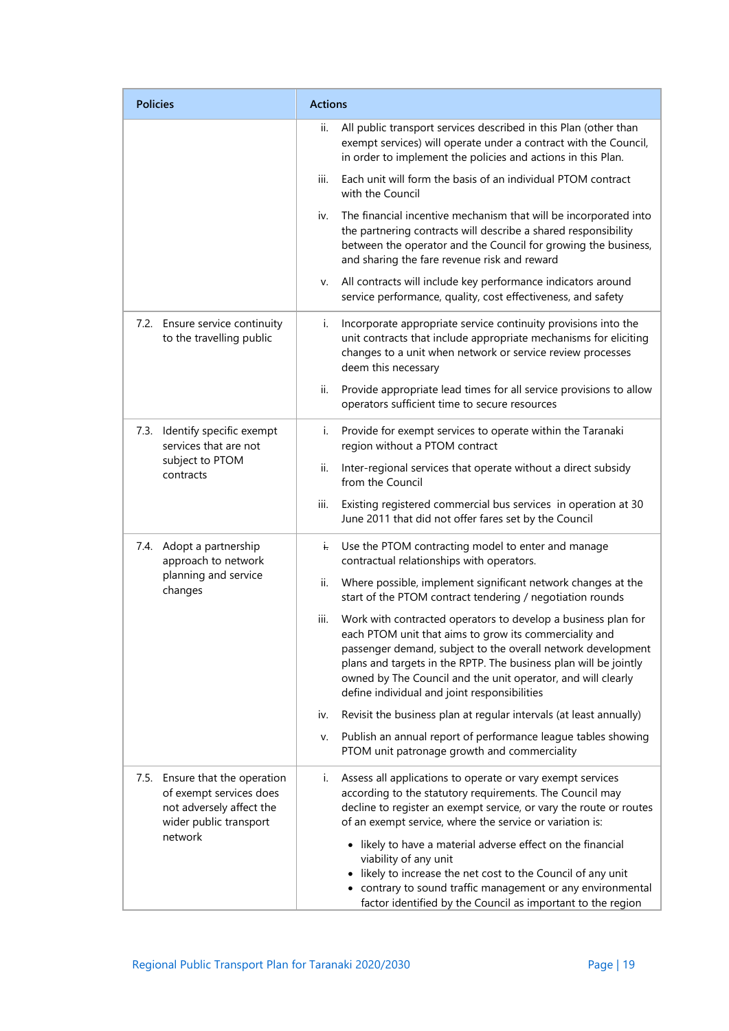| Policies | Actions |
|---|---|
| | ii. All public transport services described in this Plan (other than exempt services) will operate under a contract with the Council, in order to implement the policies and actions in this Plan.<br><br>iii. Each unit will form the basis of an individual PTOM contract with the Council<br><br>iv. The financial incentive mechanism that will be incorporated into the partnering contracts will describe a shared responsibility between the operator and the Council for growing the business, and sharing the fare revenue risk and reward<br><br>v. All contracts will include key performance indicators around service performance, quality, cost effectiveness, and safety |
| 7.2. Ensure service continuity to the travelling public | i. Incorporate appropriate service continuity provisions into the unit contracts that include appropriate mechanisms for eliciting changes to a unit when network or service review processes deem this necessary<br><br>ii. Provide appropriate lead times for all service provisions to allow operators sufficient time to secure resources |
| 7.3. Identify specific exempt services that are not subject to PTOM contracts | i. Provide for exempt services to operate within the Taranaki region without a PTOM contract<br><br>ii. Inter-regional services that operate without a direct subsidy from the Council<br><br>iii. Existing registered commercial bus services in operation at 30 June 2011 that did not offer fares set by the Council |
| 7.4. Adopt a partnership approach to network planning and service changes | i. Use the PTOM contracting model to enter and manage contractual relationships with operators.<br><br>ii. Where possible, implement significant network changes at the start of the PTOM contract tendering / negotiation rounds<br><br>iii. Work with contracted operators to develop a business plan for each PTOM unit that aims to grow its commerciality and passenger demand, subject to the overall network development plans and targets in the RPTP. The business plan will be jointly owned by The Council and the unit operator, and will clearly define individual and joint responsibilities<br><br>iv. Revisit the business plan at regular intervals (at least annually)<br><br>v. Publish an annual report of performance league tables showing PTOM unit patronage growth and commerciality |
| 7.5. Ensure that the operation of exempt services does not adversely affect the wider public transport network | i. Assess all applications to operate or vary exempt services according to the statutory requirements. The Council may decline to register an exempt service, or vary the route or routes of an exempt service, where the service or variation is:<br><br>• likely to have a material adverse effect on the financial viability of any unit<br>• likely to increase the net cost to the Council of any unit<br>• contrary to sound traffic management or any environmental factor identified by the Council as important to the region |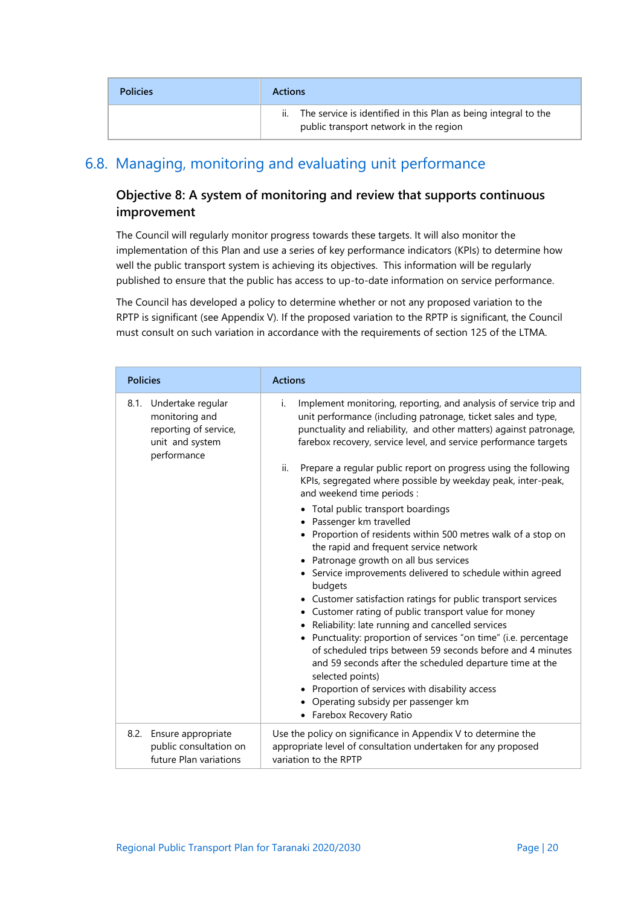| Policies | Actions |
|---|---|
| | ii. The service is identified in this Plan as being integral to the public transport network in the region |

## 6.8. Managing, monitoring and evaluating unit performance

### Objective 8: A system of monitoring and review that supports continuous improvement

The Council will regularly monitor progress towards these targets. It will also monitor the implementation of this Plan and use a series of key performance indicators (KPIs) to determine how well the public transport system is achieving its objectives. This information will be regularly published to ensure that the public has access to up-to-date information on service performance.

The Council has developed a policy to determine whether or not any proposed variation to the RPTP is significant (see Appendix V). If the proposed variation to the RPTP is significant, the Council must consult on such variation in accordance with the requirements of section 125 of the LTMA.

| Policies | Actions |
|---|---|
| 8.1. Undertake regular monitoring and reporting of service, unit and system performance | i. Implement monitoring, reporting, and analysis of service trip and unit performance (including patronage, ticket sales and type, punctuality and reliability, and other matters) against patronage, farebox recovery, service level, and service performance targets<br><br>ii. Prepare a regular public report on progress using the following KPIs, segregated where possible by weekday peak, inter-peak, and weekend time periods :<br>• Total public transport boardings<br>• Passenger km travelled<br>• Proportion of residents within 500 metres walk of a stop on the rapid and frequent service network<br>• Patronage growth on all bus services<br>• Service improvements delivered to schedule within agreed budgets<br>• Customer satisfaction ratings for public transport services<br>• Customer rating of public transport value for money<br>• Reliability: late running and cancelled services<br>• Punctuality: proportion of services "on time" (i.e. percentage of scheduled trips between 59 seconds before and 4 minutes and 59 seconds after the scheduled departure time at the selected points)<br>• Proportion of services with disability access<br>• Operating subsidy per passenger km<br>• Farebox Recovery Ratio |
| 8.2. Ensure appropriate public consultation on future Plan variations | Use the policy on significance in Appendix V to determine the appropriate level of consultation undertaken for any proposed variation to the RPTP |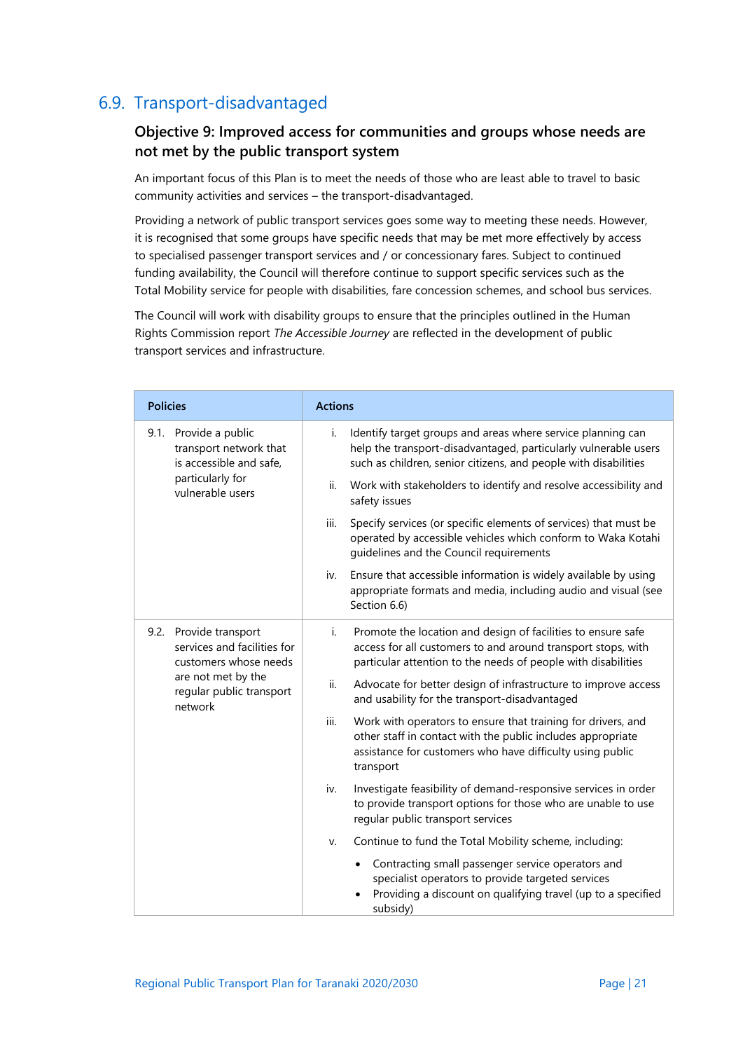## 6.9. Transport-disadvantaged

### Objective 9: Improved access for communities and groups whose needs are not met by the public transport system

An important focus of this Plan is to meet the needs of those who are least able to travel to basic community activities and services – the transport-disadvantaged.

Providing a network of public transport services goes some way to meeting these needs. However, it is recognised that some groups have specific needs that may be met more effectively by access to specialised passenger transport services and / or concessionary fares. Subject to continued funding availability, the Council will therefore continue to support specific services such as the Total Mobility service for people with disabilities, fare concession schemes, and school bus services.

The Council will work with disability groups to ensure that the principles outlined in the Human Rights Commission report *The Accessible Journey* are reflected in the development of public transport services and infrastructure.

| Policies | Actions |
|---|---|
| 9.1. Provide a public transport network that is accessible and safe, particularly for vulnerable users | i. Identify target groups and areas where service planning can help the transport-disadvantaged, particularly vulnerable users such as children, senior citizens, and people with disabilities<br>ii. Work with stakeholders to identify and resolve accessibility and safety issues<br>iii. Specify services (or specific elements of services) that must be operated by accessible vehicles which conform to Waka Kotahi guidelines and the Council requirements<br>iv. Ensure that accessible information is widely available by using appropriate formats and media, including audio and visual (see Section 6.6) |
| 9.2. Provide transport services and facilities for customers whose needs are not met by the regular public transport network | i. Promote the location and design of facilities to ensure safe access for all customers to and around transport stops, with particular attention to the needs of people with disabilities<br>ii. Advocate for better design of infrastructure to improve access and usability for the transport-disadvantaged<br>iii. Work with operators to ensure that training for drivers, and other staff in contact with the public includes appropriate assistance for customers who have difficulty using public transport<br>iv. Investigate feasibility of demand-responsive services in order to provide transport options for those who are unable to use regular public transport services<br>v. Continue to fund the Total Mobility scheme, including:<br>• Contracting small passenger service operators and specialist operators to provide targeted services<br>• Providing a discount on qualifying travel (up to a specified subsidy) |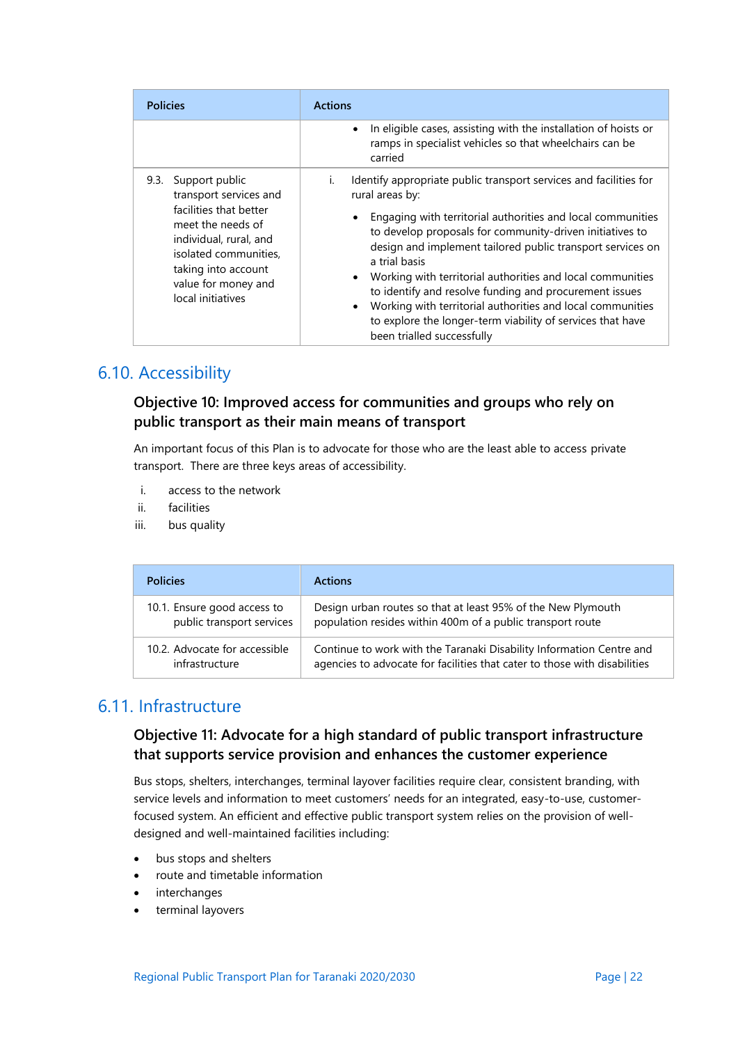| Policies | Actions |
|---|---|
| | • In eligible cases, assisting with the installation of hoists or ramps in specialist vehicles so that wheelchairs can be carried |
| 9.3. Support public transport services and facilities that better meet the needs of individual, rural, and isolated communities, taking into account value for money and local initiatives | i. Identify appropriate public transport services and facilities for rural areas by: <br> • Engaging with territorial authorities and local communities to develop proposals for community-driven initiatives to design and implement tailored public transport services on a trial basis <br> • Working with territorial authorities and local communities to identify and resolve funding and procurement issues <br> • Working with territorial authorities and local communities to explore the longer-term viability of services that have been trialled successfully |

## 6.10. Accessibility

### Objective 10: Improved access for communities and groups who rely on public transport as their main means of transport

An important focus of this Plan is to advocate for those who are the least able to access private transport. There are three keys areas of accessibility.

i. access to the network
ii. facilities
iii. bus quality

| Policies | Actions |
|---|---|
| 10.1. Ensure good access to public transport services | Design urban routes so that at least 95% of the New Plymouth population resides within 400m of a public transport route |
| 10.2. Advocate for accessible infrastructure | Continue to work with the Taranaki Disability Information Centre and agencies to advocate for facilities that cater to those with disabilities |

## 6.11. Infrastructure

### Objective 11: Advocate for a high standard of public transport infrastructure that supports service provision and enhances the customer experience

Bus stops, shelters, interchanges, terminal layover facilities require clear, consistent branding, with service levels and information to meet customers' needs for an integrated, easy-to-use, customer-focused system. An efficient and effective public transport system relies on the provision of well-designed and well-maintained facilities including:

- bus stops and shelters
- route and timetable information
- interchanges
- terminal layovers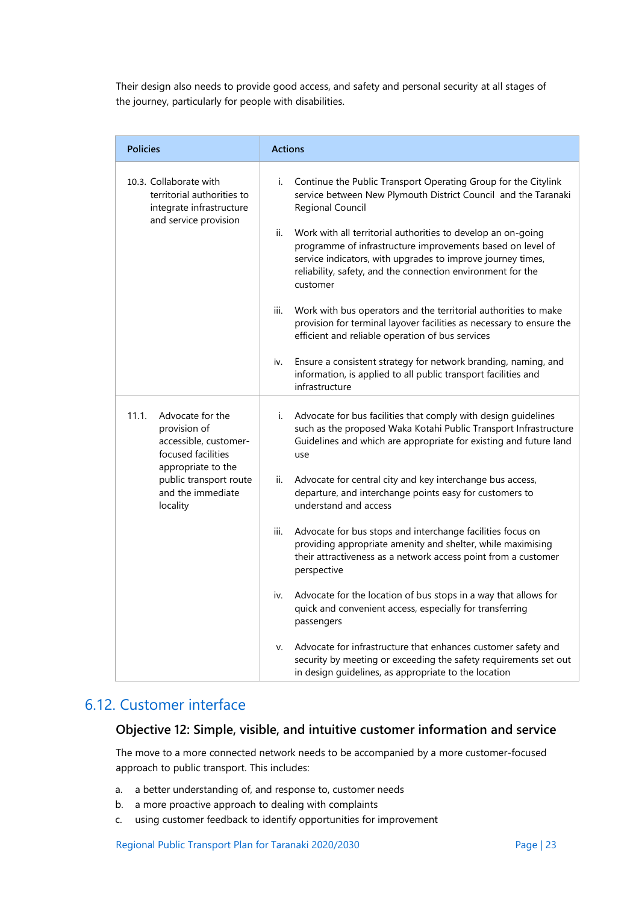Their design also needs to provide good access, and safety and personal security at all stages of the journey, particularly for people with disabilities.

| Policies | Actions |
| --- | --- |
| 10.3. Collaborate with territorial authorities to integrate infrastructure and service provision | i. Continue the Public Transport Operating Group for the Citylink service between New Plymouth District Council and the Taranaki Regional Council<br><br>ii. Work with all territorial authorities to develop an on-going programme of infrastructure improvements based on level of service indicators, with upgrades to improve journey times, reliability, safety, and the connection environment for the customer<br><br>iii. Work with bus operators and the territorial authorities to make provision for terminal layover facilities as necessary to ensure the efficient and reliable operation of bus services<br><br>iv. Ensure a consistent strategy for network branding, naming, and information, is applied to all public transport facilities and infrastructure |
| 11.1. Advocate for the provision of accessible, customer-focused facilities appropriate to the public transport route and the immediate locality | i. Advocate for bus facilities that comply with design guidelines such as the proposed Waka Kotahi Public Transport Infrastructure Guidelines and which are appropriate for existing and future land use<br><br>ii. Advocate for central city and key interchange bus access, departure, and interchange points easy for customers to understand and access<br><br>iii. Advocate for bus stops and interchange facilities focus on providing appropriate amenity and shelter, while maximising their attractiveness as a network access point from a customer perspective<br><br>iv. Advocate for the location of bus stops in a way that allows for quick and convenient access, especially for transferring passengers<br><br>v. Advocate for infrastructure that enhances customer safety and security by meeting or exceeding the safety requirements set out in design guidelines, as appropriate to the location |

## 6.12. Customer interface

### Objective 12: Simple, visible, and intuitive customer information and service

The move to a more connected network needs to be accompanied by a more customer-focused approach to public transport. This includes:

a. a better understanding of, and response to, customer needs
b. a more proactive approach to dealing with complaints
c. using customer feedback to identify opportunities for improvement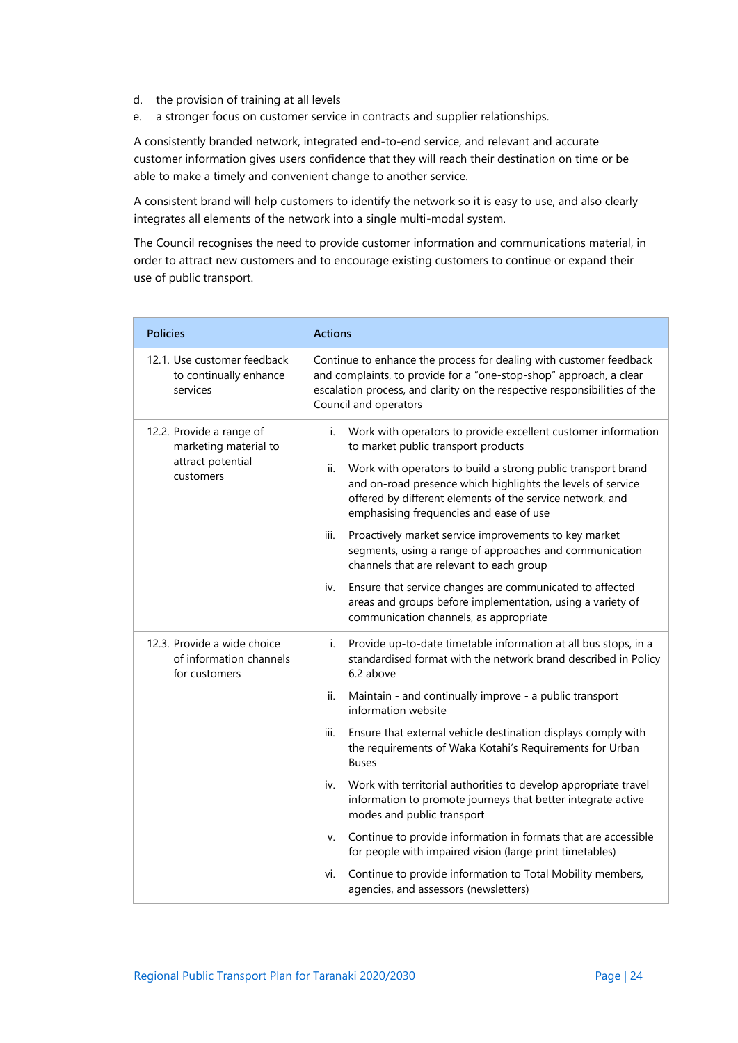d. the provision of training at all levels
e. a stronger focus on customer service in contracts and supplier relationships.

A consistently branded network, integrated end-to-end service, and relevant and accurate customer information gives users confidence that they will reach their destination on time or be able to make a timely and convenient change to another service.

A consistent brand will help customers to identify the network so it is easy to use, and also clearly integrates all elements of the network into a single multi-modal system.

The Council recognises the need to provide customer information and communications material, in order to attract new customers and to encourage existing customers to continue or expand their use of public transport.

| Policies | Actions |
|---|---|
| 12.1. Use customer feedback to continually enhance services | Continue to enhance the process for dealing with customer feedback and complaints, to provide for a "one-stop-shop" approach, a clear escalation process, and clarity on the respective responsibilities of the Council and operators |
| 12.2. Provide a range of marketing material to attract potential customers | i. Work with operators to provide excellent customer information to market public transport products<br>ii. Work with operators to build a strong public transport brand and on-road presence which highlights the levels of service offered by different elements of the service network, and emphasising frequencies and ease of use<br>iii. Proactively market service improvements to key market segments, using a range of approaches and communication channels that are relevant to each group<br>iv. Ensure that service changes are communicated to affected areas and groups before implementation, using a variety of communication channels, as appropriate |
| 12.3. Provide a wide choice of information channels for customers | i. Provide up-to-date timetable information at all bus stops, in a standardised format with the network brand described in Policy 6.2 above<br>ii. Maintain - and continually improve - a public transport information website<br>iii. Ensure that external vehicle destination displays comply with the requirements of Waka Kotahi's Requirements for Urban Buses<br>iv. Work with territorial authorities to develop appropriate travel information to promote journeys that better integrate active modes and public transport<br>v. Continue to provide information in formats that are accessible for people with impaired vision (large print timetables)<br>vi. Continue to provide information to Total Mobility members, agencies, and assessors (newsletters) |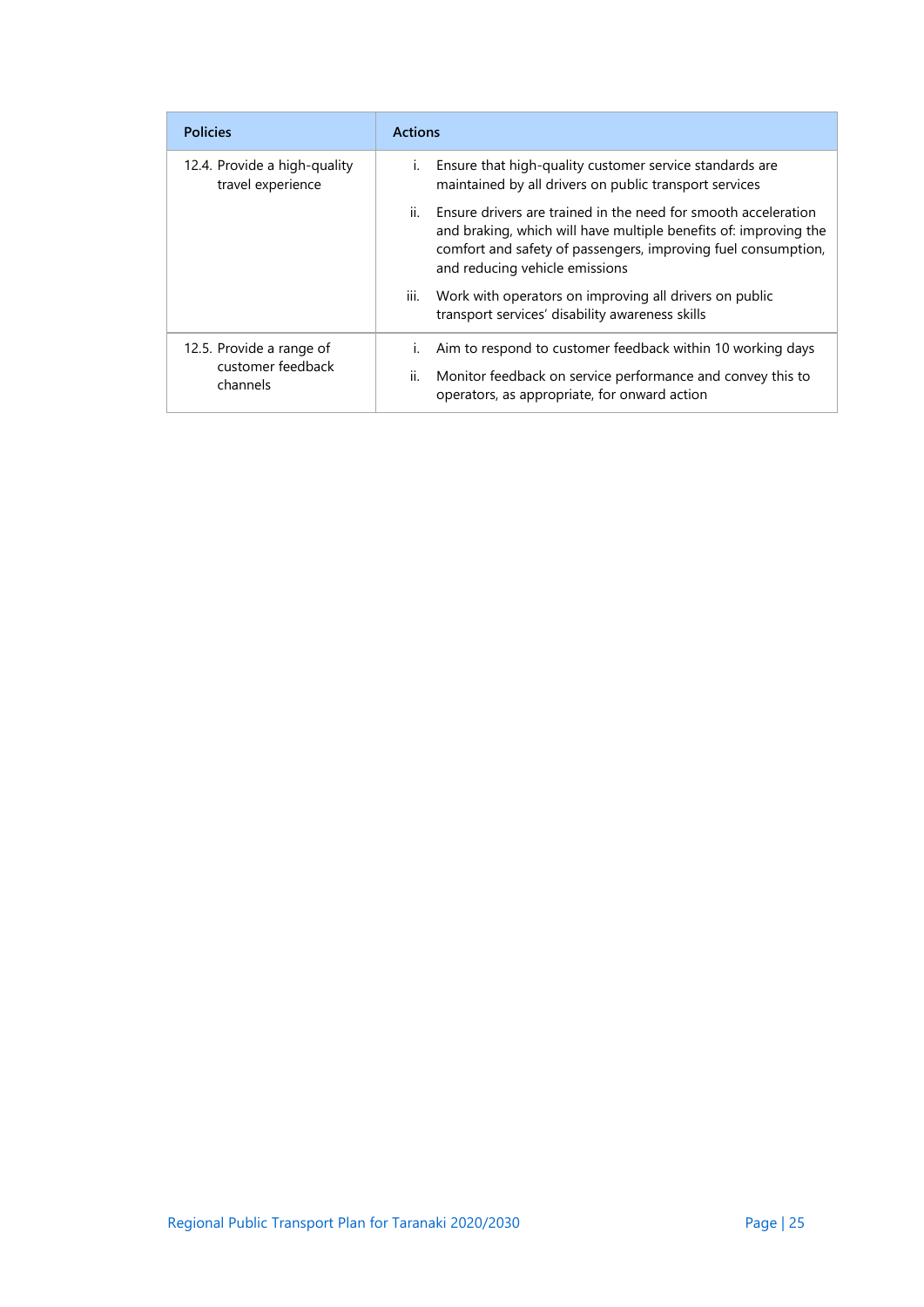| Policies | Actions |
| --- | --- |
| 12.4. Provide a high-quality travel experience | i. Ensure that high-quality customer service standards are maintained by all drivers on public transport services<br>ii. Ensure drivers are trained in the need for smooth acceleration and braking, which will have multiple benefits of: improving the comfort and safety of passengers, improving fuel consumption, and reducing vehicle emissions<br>iii. Work with operators on improving all drivers on public transport services' disability awareness skills |
| 12.5. Provide a range of customer feedback channels | i. Aim to respond to customer feedback within 10 working days<br>ii. Monitor feedback on service performance and convey this to operators, as appropriate, for onward action |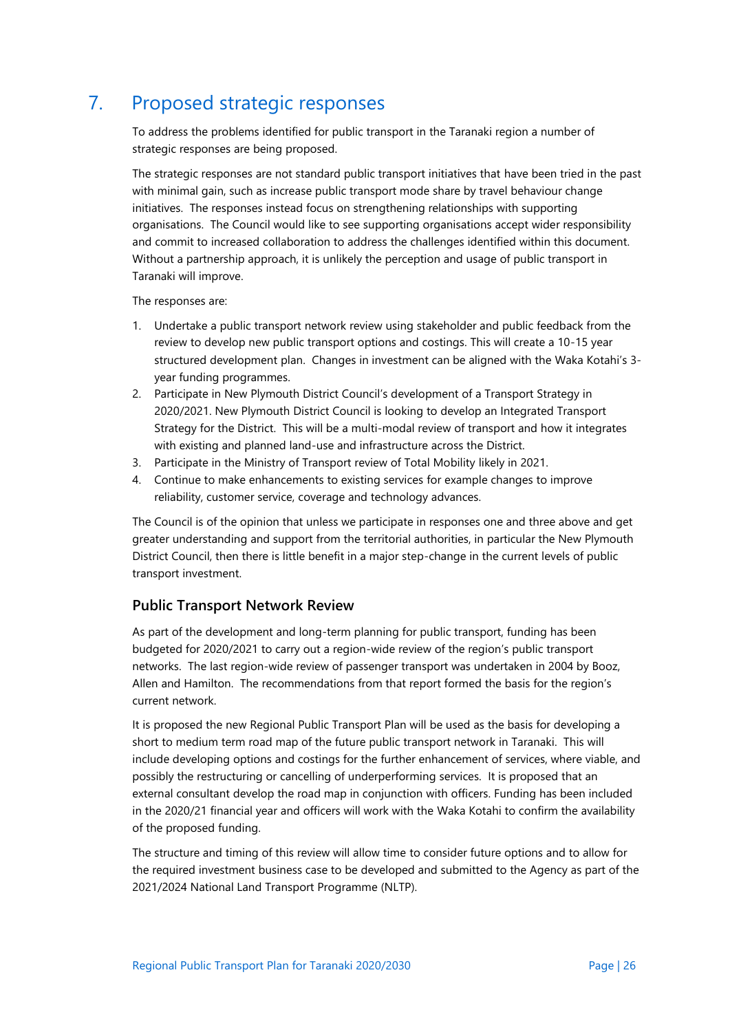# 7. Proposed strategic responses

To address the problems identified for public transport in the Taranaki region a number of strategic responses are being proposed.

The strategic responses are not standard public transport initiatives that have been tried in the past with minimal gain, such as increase public transport mode share by travel behaviour change initiatives. The responses instead focus on strengthening relationships with supporting organisations. The Council would like to see supporting organisations accept wider responsibility and commit to increased collaboration to address the challenges identified within this document. Without a partnership approach, it is unlikely the perception and usage of public transport in Taranaki will improve.

The responses are:

1. Undertake a public transport network review using stakeholder and public feedback from the review to develop new public transport options and costings. This will create a 10-15 year structured development plan. Changes in investment can be aligned with the Waka Kotahi's 3-year funding programmes.
2. Participate in New Plymouth District Council's development of a Transport Strategy in 2020/2021. New Plymouth District Council is looking to develop an Integrated Transport Strategy for the District. This will be a multi-modal review of transport and how it integrates with existing and planned land-use and infrastructure across the District.
3. Participate in the Ministry of Transport review of Total Mobility likely in 2021.
4. Continue to make enhancements to existing services for example changes to improve reliability, customer service, coverage and technology advances.

The Council is of the opinion that unless we participate in responses one and three above and get greater understanding and support from the territorial authorities, in particular the New Plymouth District Council, then there is little benefit in a major step-change in the current levels of public transport investment.

## Public Transport Network Review

As part of the development and long-term planning for public transport, funding has been budgeted for 2020/2021 to carry out a region-wide review of the region's public transport networks. The last region-wide review of passenger transport was undertaken in 2004 by Booz, Allen and Hamilton. The recommendations from that report formed the basis for the region's current network.

It is proposed the new Regional Public Transport Plan will be used as the basis for developing a short to medium term road map of the future public transport network in Taranaki. This will include developing options and costings for the further enhancement of services, where viable, and possibly the restructuring or cancelling of underperforming services. It is proposed that an external consultant develop the road map in conjunction with officers. Funding has been included in the 2020/21 financial year and officers will work with the Waka Kotahi to confirm the availability of the proposed funding.

The structure and timing of this review will allow time to consider future options and to allow for the required investment business case to be developed and submitted to the Agency as part of the 2021/2024 National Land Transport Programme (NLTP).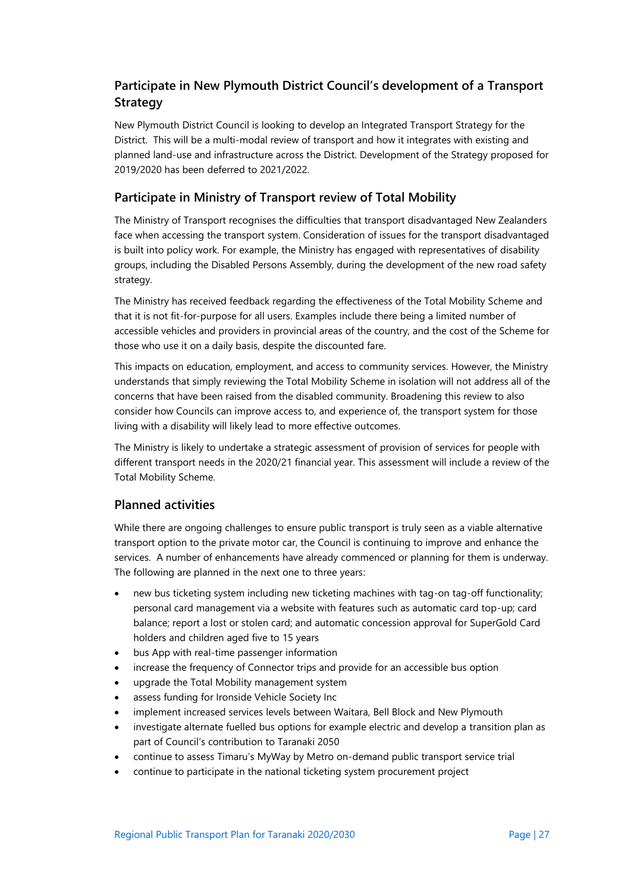### Participate in New Plymouth District Council's development of a Transport Strategy

New Plymouth District Council is looking to develop an Integrated Transport Strategy for the District. This will be a multi-modal review of transport and how it integrates with existing and planned land-use and infrastructure across the District. Development of the Strategy proposed for 2019/2020 has been deferred to 2021/2022.

### Participate in Ministry of Transport review of Total Mobility

The Ministry of Transport recognises the difficulties that transport disadvantaged New Zealanders face when accessing the transport system. Consideration of issues for the transport disadvantaged is built into policy work. For example, the Ministry has engaged with representatives of disability groups, including the Disabled Persons Assembly, during the development of the new road safety strategy.

The Ministry has received feedback regarding the effectiveness of the Total Mobility Scheme and that it is not fit-for-purpose for all users. Examples include there being a limited number of accessible vehicles and providers in provincial areas of the country, and the cost of the Scheme for those who use it on a daily basis, despite the discounted fare.

This impacts on education, employment, and access to community services. However, the Ministry understands that simply reviewing the Total Mobility Scheme in isolation will not address all of the concerns that have been raised from the disabled community. Broadening this review to also consider how Councils can improve access to, and experience of, the transport system for those living with a disability will likely lead to more effective outcomes.

The Ministry is likely to undertake a strategic assessment of provision of services for people with different transport needs in the 2020/21 financial year. This assessment will include a review of the Total Mobility Scheme.

### Planned activities

While there are ongoing challenges to ensure public transport is truly seen as a viable alternative transport option to the private motor car, the Council is continuing to improve and enhance the services. A number of enhancements have already commenced or planning for them is underway. The following are planned in the next one to three years:

- new bus ticketing system including new ticketing machines with tag-on tag-off functionality; personal card management via a website with features such as automatic card top-up; card balance; report a lost or stolen card; and automatic concession approval for SuperGold Card holders and children aged five to 15 years
- bus App with real-time passenger information
- increase the frequency of Connector trips and provide for an accessible bus option
- upgrade the Total Mobility management system
- assess funding for Ironside Vehicle Society Inc
- implement increased services levels between Waitara, Bell Block and New Plymouth
- investigate alternate fuelled bus options for example electric and develop a transition plan as part of Council's contribution to Taranaki 2050
- continue to assess Timaru's MyWay by Metro on-demand public transport service trial
- continue to participate in the national ticketing system procurement project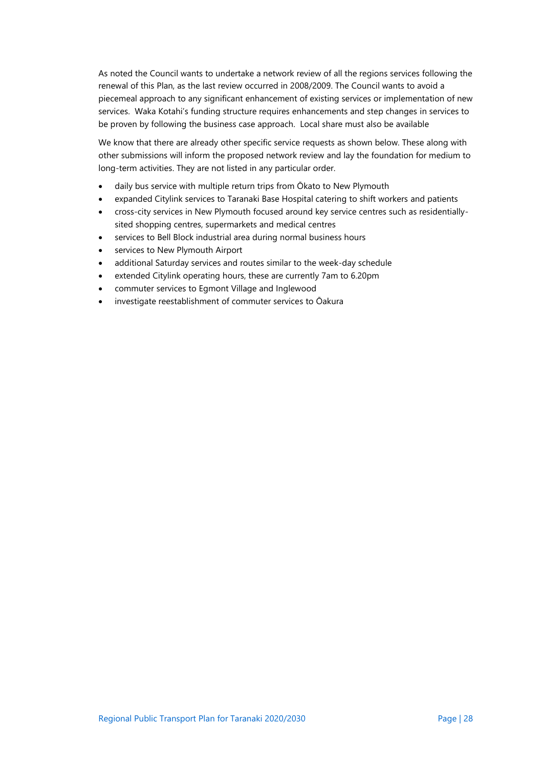As noted the Council wants to undertake a network review of all the regions services following the renewal of this Plan, as the last review occurred in 2008/2009. The Council wants to avoid a piecemeal approach to any significant enhancement of existing services or implementation of new services. Waka Kotahi's funding structure requires enhancements and step changes in services to be proven by following the business case approach. Local share must also be available

We know that there are already other specific service requests as shown below. These along with other submissions will inform the proposed network review and lay the foundation for medium to long-term activities. They are not listed in any particular order.

- daily bus service with multiple return trips from Ōkato to New Plymouth
- expanded Citylink services to Taranaki Base Hospital catering to shift workers and patients
- cross-city services in New Plymouth focused around key service centres such as residentially-sited shopping centres, supermarkets and medical centres
- services to Bell Block industrial area during normal business hours
- services to New Plymouth Airport
- additional Saturday services and routes similar to the week-day schedule
- extended Citylink operating hours, these are currently 7am to 6.20pm
- commuter services to Egmont Village and Inglewood
- investigate reestablishment of commuter services to Ōakura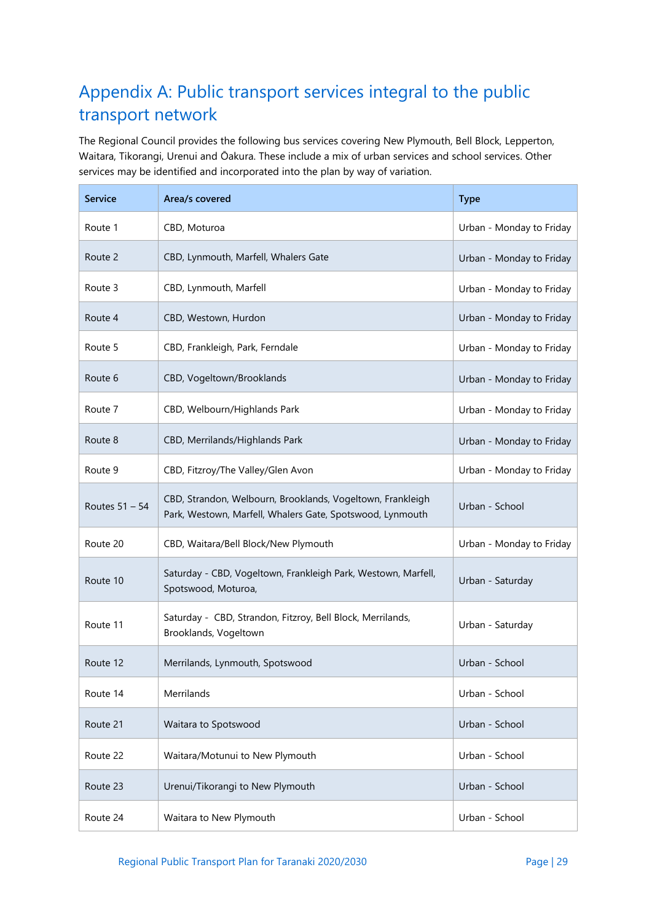# Appendix A: Public transport services integral to the public transport network

The Regional Council provides the following bus services covering New Plymouth, Bell Block, Lepperton, Waitara, Tikorangi, Urenui and Ōakura. These include a mix of urban services and school services. Other services may be identified and incorporated into the plan by way of variation.

| Service | Area/s covered | Type |
|---|---|---|
| Route 1 | CBD, Moturoa | Urban - Monday to Friday |
| Route 2 | CBD, Lynmouth, Marfell, Whalers Gate | Urban - Monday to Friday |
| Route 3 | CBD, Lynmouth, Marfell | Urban - Monday to Friday |
| Route 4 | CBD, Westown, Hurdon | Urban - Monday to Friday |
| Route 5 | CBD, Frankleigh, Park, Ferndale | Urban - Monday to Friday |
| Route 6 | CBD, Vogeltown/Brooklands | Urban - Monday to Friday |
| Route 7 | CBD, Welbourn/Highlands Park | Urban - Monday to Friday |
| Route 8 | CBD, Merrilands/Highlands Park | Urban - Monday to Friday |
| Route 9 | CBD, Fitzroy/The Valley/Glen Avon | Urban - Monday to Friday |
| Routes 51 – 54 | CBD, Strandon, Welbourn, Brooklands, Vogeltown, Frankleigh Park, Westown, Marfell, Whalers Gate, Spotswood, Lynmouth | Urban - School |
| Route 20 | CBD, Waitara/Bell Block/New Plymouth | Urban - Monday to Friday |
| Route 10 | Saturday - CBD, Vogeltown, Frankleigh Park, Westown, Marfell, Spotswood, Moturoa, | Urban - Saturday |
| Route 11 | Saturday - CBD, Strandon, Fitzroy, Bell Block, Merrilands, Brooklands, Vogeltown | Urban - Saturday |
| Route 12 | Merrilands, Lynmouth, Spotswood | Urban - School |
| Route 14 | Merrilands | Urban - School |
| Route 21 | Waitara to Spotswood | Urban - School |
| Route 22 | Waitara/Motunui to New Plymouth | Urban - School |
| Route 23 | Urenui/Tikorangi to New Plymouth | Urban - School |
| Route 24 | Waitara to New Plymouth | Urban - School |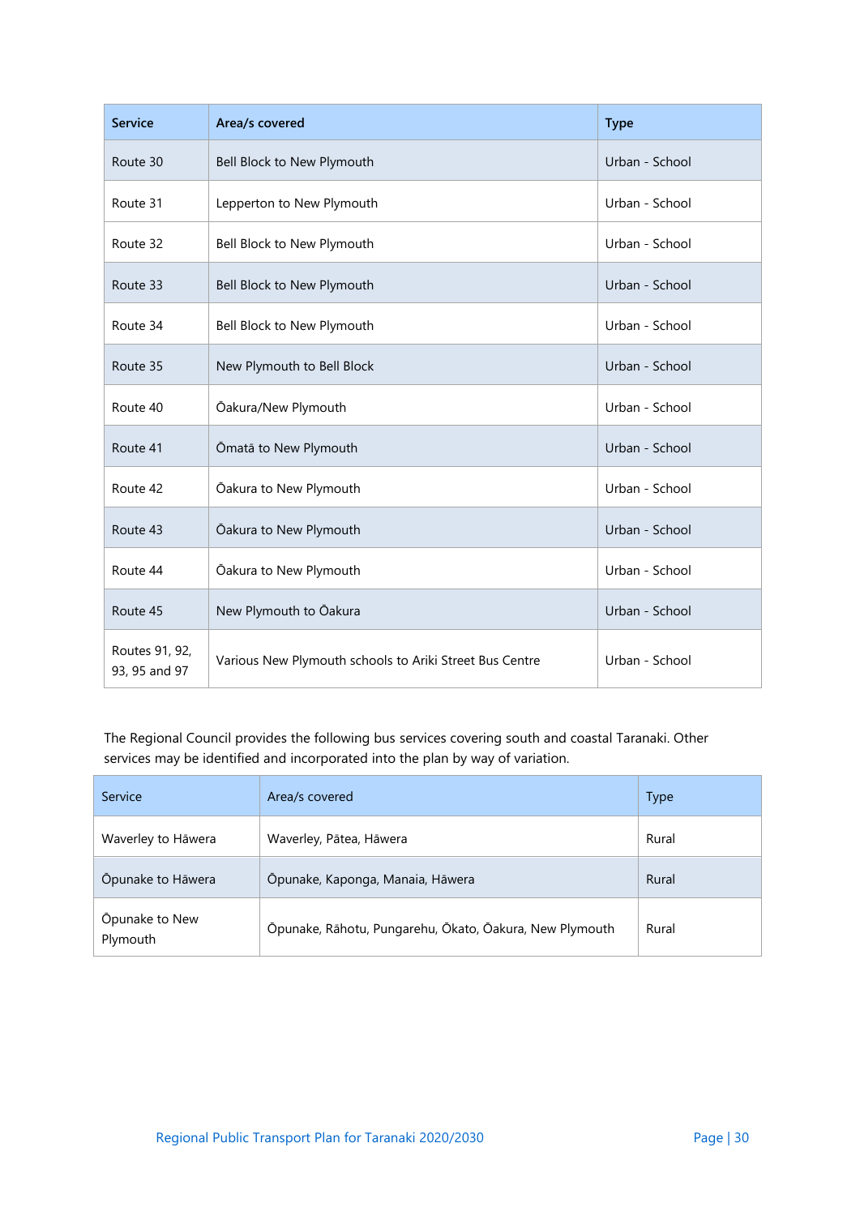| Service | Area/s covered | Type |
| --- | --- | --- |
| Route 30 | Bell Block to New Plymouth | Urban - School |
| Route 31 | Lepperton to New Plymouth | Urban - School |
| Route 32 | Bell Block to New Plymouth | Urban - School |
| Route 33 | Bell Block to New Plymouth | Urban - School |
| Route 34 | Bell Block to New Plymouth | Urban - School |
| Route 35 | New Plymouth to Bell Block | Urban - School |
| Route 40 | Ōakura/New Plymouth | Urban - School |
| Route 41 | Ōmatā to New Plymouth | Urban - School |
| Route 42 | Ōakura to New Plymouth | Urban - School |
| Route 43 | Ōakura to New Plymouth | Urban - School |
| Route 44 | Ōakura to New Plymouth | Urban - School |
| Route 45 | New Plymouth to Ōakura | Urban - School |
| Routes 91, 92, 93, 95 and 97 | Various New Plymouth schools to Ariki Street Bus Centre | Urban - School |

The Regional Council provides the following bus services covering south and coastal Taranaki. Other services may be identified and incorporated into the plan by way of variation.

| Service | Area/s covered | Type |
| --- | --- | --- |
| Waverley to Hāwera | Waverley, Pātea, Hāwera | Rural |
| Ōpunake to Hāwera | Ōpunake, Kaponga, Manaia, Hāwera | Rural |
| Ōpunake to New Plymouth | Ōpunake, Rāhotu, Pungarehu, Ōkato, Ōakura, New Plymouth | Rural |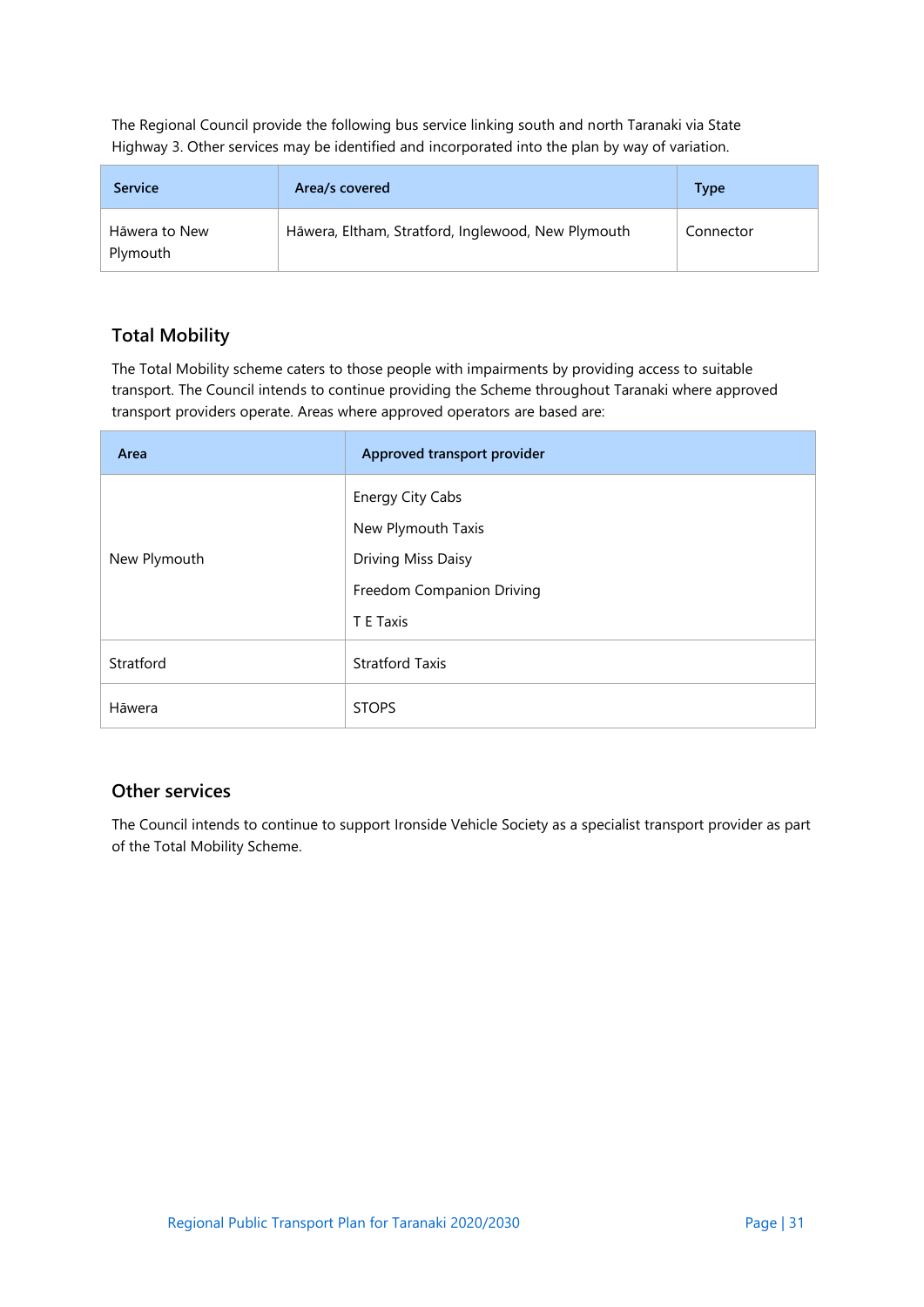The Regional Council provide the following bus service linking south and north Taranaki via State Highway 3. Other services may be identified and incorporated into the plan by way of variation.

| Service | Area/s covered | Type |
| --- | --- | --- |
| Hāwera to New Plymouth | Hāwera, Eltham, Stratford, Inglewood, New Plymouth | Connector |

## Total Mobility

The Total Mobility scheme caters to those people with impairments by providing access to suitable transport. The Council intends to continue providing the Scheme throughout Taranaki where approved transport providers operate. Areas where approved operators are based are:

| Area | Approved transport provider |
| --- | --- |
| New Plymouth | Energy City Cabs<br>New Plymouth Taxis<br>Driving Miss Daisy<br>Freedom Companion Driving<br>T E Taxis |
| Stratford | Stratford Taxis |
| Hāwera | STOPS |

## Other services

The Council intends to continue to support Ironside Vehicle Society as a specialist transport provider as part of the Total Mobility Scheme.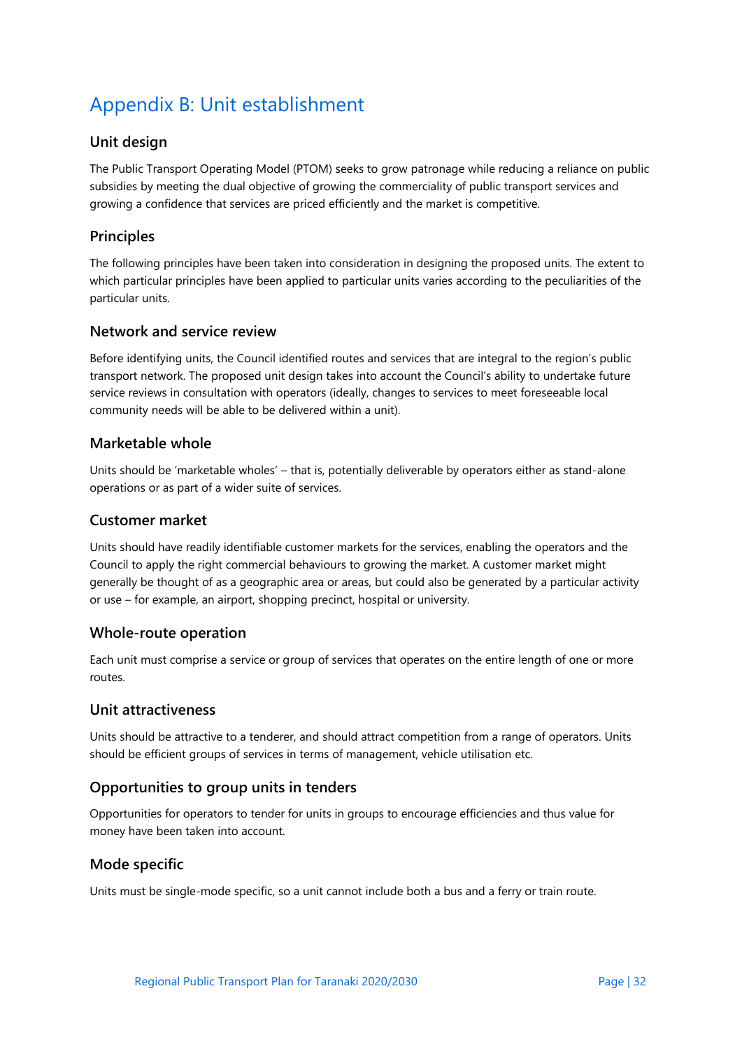# Appendix B: Unit establishment

## Unit design

The Public Transport Operating Model (PTOM) seeks to grow patronage while reducing a reliance on public subsidies by meeting the dual objective of growing the commerciality of public transport services and growing a confidence that services are priced efficiently and the market is competitive.

## Principles

The following principles have been taken into consideration in designing the proposed units. The extent to which particular principles have been applied to particular units varies according to the peculiarities of the particular units.

## Network and service review

Before identifying units, the Council identified routes and services that are integral to the region's public transport network. The proposed unit design takes into account the Council's ability to undertake future service reviews in consultation with operators (ideally, changes to services to meet foreseeable local community needs will be able to be delivered within a unit).

## Marketable whole

Units should be 'marketable wholes' – that is, potentially deliverable by operators either as stand-alone operations or as part of a wider suite of services.

## Customer market

Units should have readily identifiable customer markets for the services, enabling the operators and the Council to apply the right commercial behaviours to growing the market. A customer market might generally be thought of as a geographic area or areas, but could also be generated by a particular activity or use – for example, an airport, shopping precinct, hospital or university.

## Whole-route operation

Each unit must comprise a service or group of services that operates on the entire length of one or more routes.

## Unit attractiveness

Units should be attractive to a tenderer, and should attract competition from a range of operators. Units should be efficient groups of services in terms of management, vehicle utilisation etc.

## Opportunities to group units in tenders

Opportunities for operators to tender for units in groups to encourage efficiencies and thus value for money have been taken into account.

## Mode specific

Units must be single-mode specific, so a unit cannot include both a bus and a ferry or train route.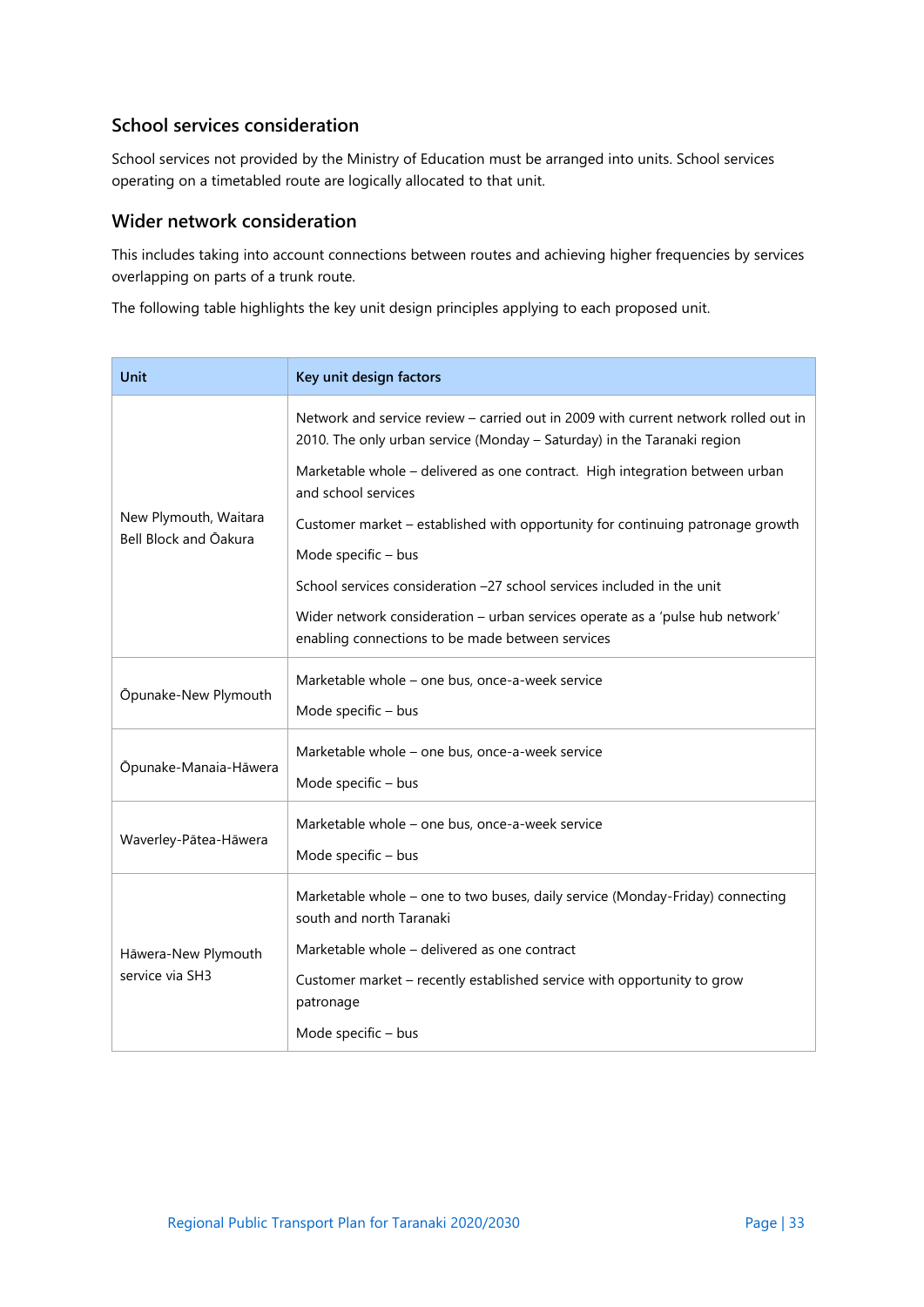### School services consideration

School services not provided by the Ministry of Education must be arranged into units. School services operating on a timetabled route are logically allocated to that unit.

### Wider network consideration

This includes taking into account connections between routes and achieving higher frequencies by services overlapping on parts of a trunk route.

The following table highlights the key unit design principles applying to each proposed unit.

| Unit | Key unit design factors |
|---|---|
| New Plymouth, Waitara Bell Block and Ōakura | Network and service review – carried out in 2009 with current network rolled out in 2010. The only urban service (Monday – Saturday) in the Taranaki region<br><br>Marketable whole – delivered as one contract. High integration between urban and school services<br><br>Customer market – established with opportunity for continuing patronage growth<br><br>Mode specific – bus<br><br>School services consideration –27 school services included in the unit<br><br>Wider network consideration – urban services operate as a 'pulse hub network' enabling connections to be made between services |
| Ōpunake-New Plymouth | Marketable whole – one bus, once-a-week service<br><br>Mode specific – bus |
| Ōpunake-Manaia-Hāwera | Marketable whole – one bus, once-a-week service<br><br>Mode specific – bus |
| Waverley-Pātea-Hāwera | Marketable whole – one bus, once-a-week service<br><br>Mode specific – bus |
| Hāwera-New Plymouth service via SH3 | Marketable whole – one to two buses, daily service (Monday-Friday) connecting south and north Taranaki<br><br>Marketable whole – delivered as one contract<br><br>Customer market – recently established service with opportunity to grow patronage<br><br>Mode specific – bus |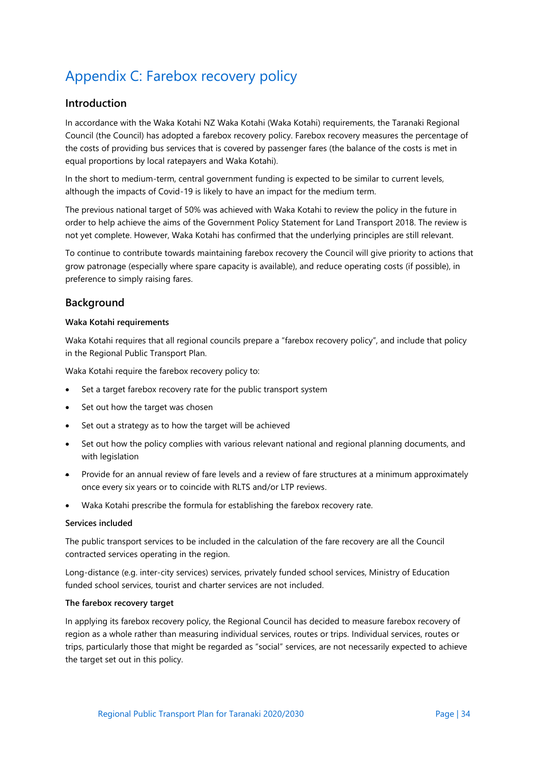# Appendix C: Farebox recovery policy

## Introduction

In accordance with the Waka Kotahi NZ Waka Kotahi (Waka Kotahi) requirements, the Taranaki Regional Council (the Council) has adopted a farebox recovery policy. Farebox recovery measures the percentage of the costs of providing bus services that is covered by passenger fares (the balance of the costs is met in equal proportions by local ratepayers and Waka Kotahi).

In the short to medium-term, central government funding is expected to be similar to current levels, although the impacts of Covid-19 is likely to have an impact for the medium term.

The previous national target of 50% was achieved with Waka Kotahi to review the policy in the future in order to help achieve the aims of the Government Policy Statement for Land Transport 2018. The review is not yet complete. However, Waka Kotahi has confirmed that the underlying principles are still relevant.

To continue to contribute towards maintaining farebox recovery the Council will give priority to actions that grow patronage (especially where spare capacity is available), and reduce operating costs (if possible), in preference to simply raising fares.

## Background

**Waka Kotahi requirements**

Waka Kotahi requires that all regional councils prepare a "farebox recovery policy", and include that policy in the Regional Public Transport Plan.

Waka Kotahi require the farebox recovery policy to:

- Set a target farebox recovery rate for the public transport system
- Set out how the target was chosen
- Set out a strategy as to how the target will be achieved
- Set out how the policy complies with various relevant national and regional planning documents, and with legislation
- Provide for an annual review of fare levels and a review of fare structures at a minimum approximately once every six years or to coincide with RLTS and/or LTP reviews.
- Waka Kotahi prescribe the formula for establishing the farebox recovery rate.

**Services included**

The public transport services to be included in the calculation of the fare recovery are all the Council contracted services operating in the region.

Long-distance (e.g. inter-city services) services, privately funded school services, Ministry of Education funded school services, tourist and charter services are not included.

**The farebox recovery target**

In applying its farebox recovery policy, the Regional Council has decided to measure farebox recovery of region as a whole rather than measuring individual services, routes or trips. Individual services, routes or trips, particularly those that might be regarded as "social" services, are not necessarily expected to achieve the target set out in this policy.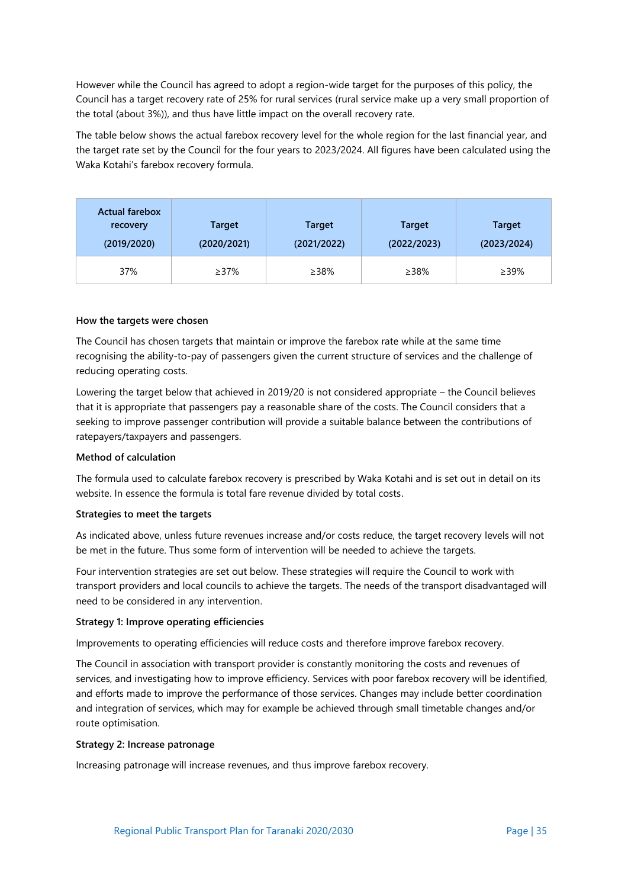However while the Council has agreed to adopt a region-wide target for the purposes of this policy, the Council has a target recovery rate of 25% for rural services (rural service make up a very small proportion of the total (about 3%)), and thus have little impact on the overall recovery rate.

The table below shows the actual farebox recovery level for the whole region for the last financial year, and the target rate set by the Council for the four years to 2023/2024. All figures have been calculated using the Waka Kotahi's farebox recovery formula.

| Actual farebox recovery (2019/2020) | Target (2020/2021) | Target (2021/2022) | Target (2022/2023) | Target (2023/2024) |
|---|---|---|---|---|
| 37% | ≥37% | ≥38% | ≥38% | ≥39% |

**How the targets were chosen**

The Council has chosen targets that maintain or improve the farebox rate while at the same time recognising the ability-to-pay of passengers given the current structure of services and the challenge of reducing operating costs.

Lowering the target below that achieved in 2019/20 is not considered appropriate – the Council believes that it is appropriate that passengers pay a reasonable share of the costs. The Council considers that a seeking to improve passenger contribution will provide a suitable balance between the contributions of ratepayers/taxpayers and passengers.

**Method of calculation**

The formula used to calculate farebox recovery is prescribed by Waka Kotahi and is set out in detail on its website. In essence the formula is total fare revenue divided by total costs.

**Strategies to meet the targets**

As indicated above, unless future revenues increase and/or costs reduce, the target recovery levels will not be met in the future. Thus some form of intervention will be needed to achieve the targets.

Four intervention strategies are set out below. These strategies will require the Council to work with transport providers and local councils to achieve the targets. The needs of the transport disadvantaged will need to be considered in any intervention.

**Strategy 1: Improve operating efficiencies**

Improvements to operating efficiencies will reduce costs and therefore improve farebox recovery.

The Council in association with transport provider is constantly monitoring the costs and revenues of services, and investigating how to improve efficiency. Services with poor farebox recovery will be identified, and efforts made to improve the performance of those services. Changes may include better coordination and integration of services, which may for example be achieved through small timetable changes and/or route optimisation.

**Strategy 2: Increase patronage**

Increasing patronage will increase revenues, and thus improve farebox recovery.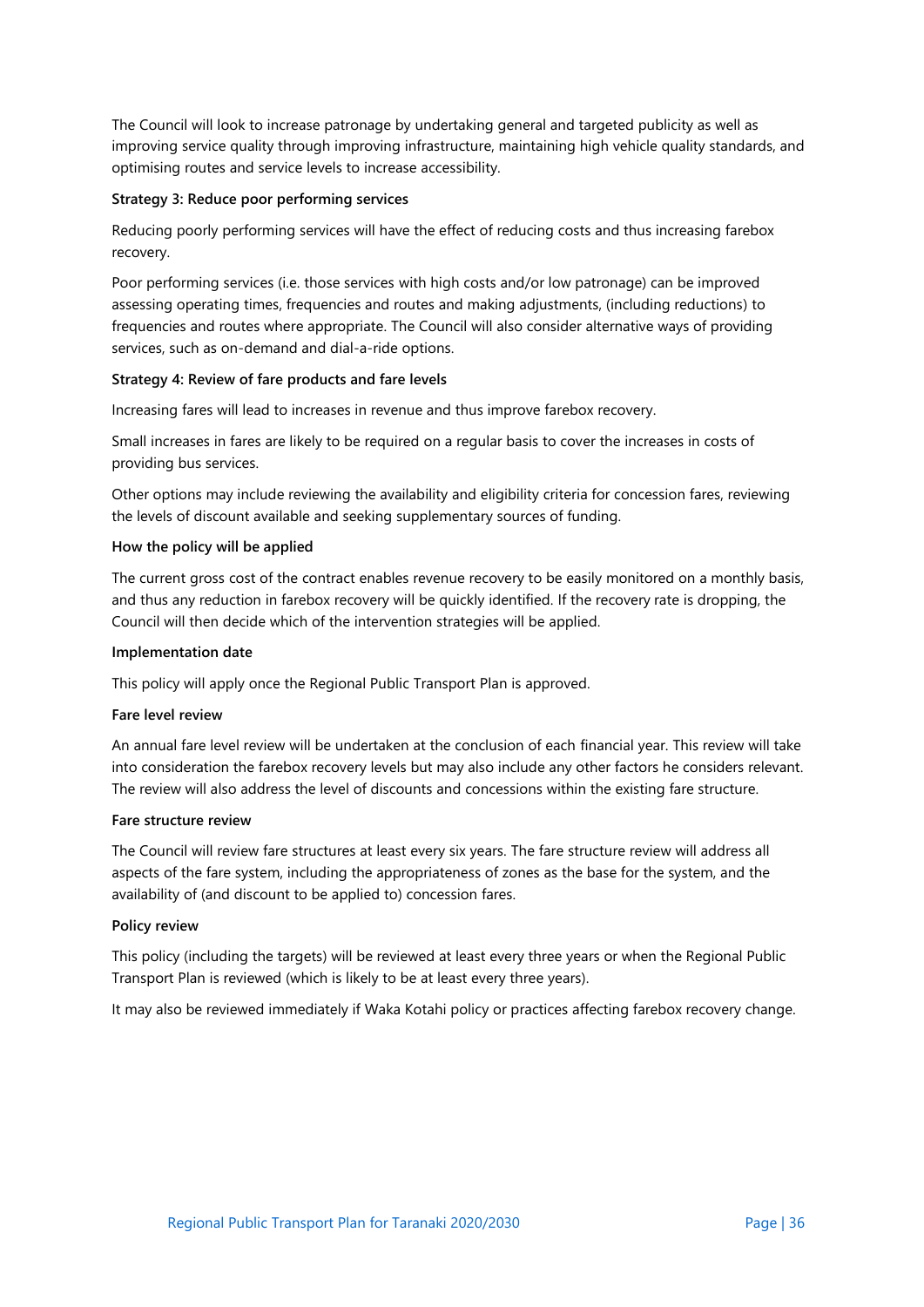The Council will look to increase patronage by undertaking general and targeted publicity as well as improving service quality through improving infrastructure, maintaining high vehicle quality standards, and optimising routes and service levels to increase accessibility.

**Strategy 3: Reduce poor performing services**

Reducing poorly performing services will have the effect of reducing costs and thus increasing farebox recovery.

Poor performing services (i.e. those services with high costs and/or low patronage) can be improved assessing operating times, frequencies and routes and making adjustments, (including reductions) to frequencies and routes where appropriate. The Council will also consider alternative ways of providing services, such as on-demand and dial-a-ride options.

**Strategy 4: Review of fare products and fare levels**

Increasing fares will lead to increases in revenue and thus improve farebox recovery.

Small increases in fares are likely to be required on a regular basis to cover the increases in costs of providing bus services.

Other options may include reviewing the availability and eligibility criteria for concession fares, reviewing the levels of discount available and seeking supplementary sources of funding.

**How the policy will be applied**

The current gross cost of the contract enables revenue recovery to be easily monitored on a monthly basis, and thus any reduction in farebox recovery will be quickly identified. If the recovery rate is dropping, the Council will then decide which of the intervention strategies will be applied.

**Implementation date**

This policy will apply once the Regional Public Transport Plan is approved.

**Fare level review**

An annual fare level review will be undertaken at the conclusion of each financial year. This review will take into consideration the farebox recovery levels but may also include any other factors he considers relevant. The review will also address the level of discounts and concessions within the existing fare structure.

**Fare structure review**

The Council will review fare structures at least every six years. The fare structure review will address all aspects of the fare system, including the appropriateness of zones as the base for the system, and the availability of (and discount to be applied to) concession fares.

**Policy review**

This policy (including the targets) will be reviewed at least every three years or when the Regional Public Transport Plan is reviewed (which is likely to be at least every three years).

It may also be reviewed immediately if Waka Kotahi policy or practices affecting farebox recovery change.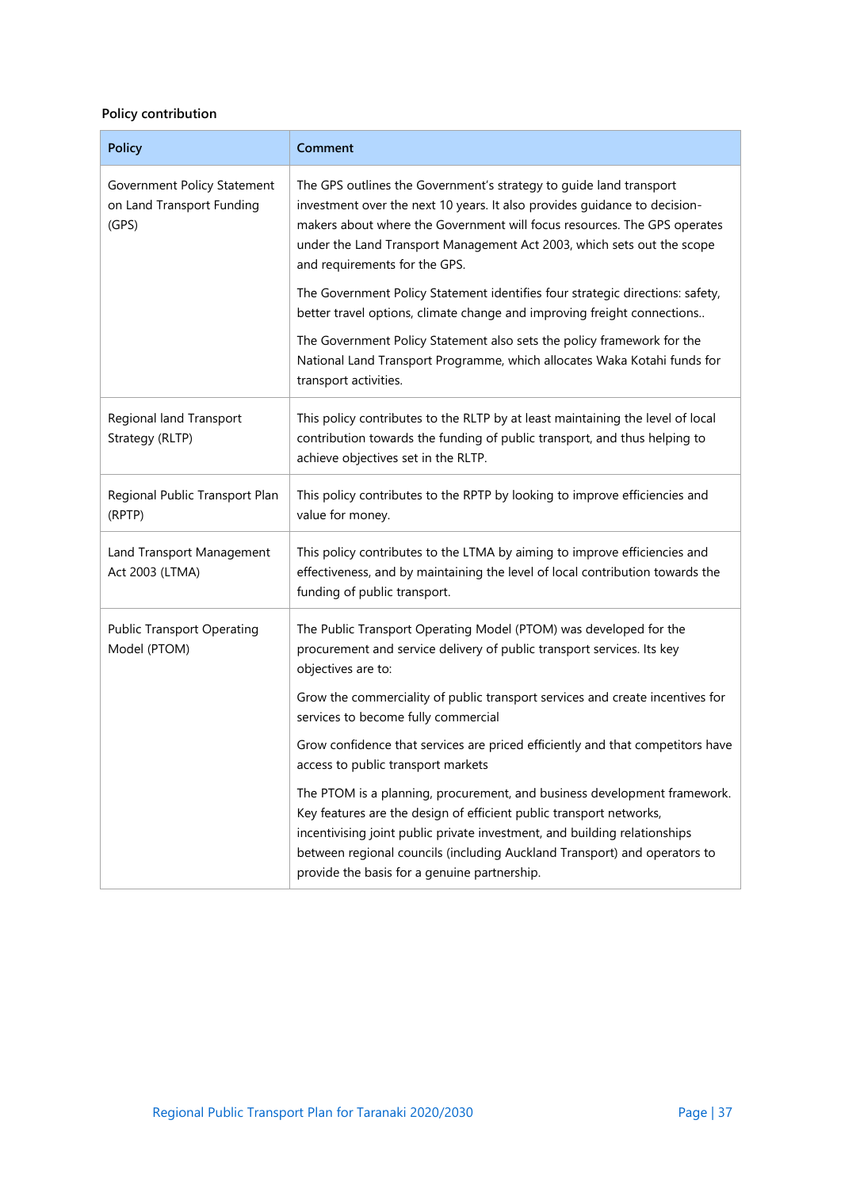**Policy contribution**

| Policy | Comment |
|---|---|
| Government Policy Statement on Land Transport Funding (GPS) | The GPS outlines the Government's strategy to guide land transport investment over the next 10 years. It also provides guidance to decision-makers about where the Government will focus resources. The GPS operates under the Land Transport Management Act 2003, which sets out the scope and requirements for the GPS.<br><br>The Government Policy Statement identifies four strategic directions: safety, better travel options, climate change and improving freight connections..<br><br>The Government Policy Statement also sets the policy framework for the National Land Transport Programme, which allocates Waka Kotahi funds for transport activities. |
| Regional land Transport Strategy (RLTP) | This policy contributes to the RLTP by at least maintaining the level of local contribution towards the funding of public transport, and thus helping to achieve objectives set in the RLTP. |
| Regional Public Transport Plan (RPTP) | This policy contributes to the RPTP by looking to improve efficiencies and value for money. |
| Land Transport Management Act 2003 (LTMA) | This policy contributes to the LTMA by aiming to improve efficiencies and effectiveness, and by maintaining the level of local contribution towards the funding of public transport. |
| Public Transport Operating Model (PTOM) | The Public Transport Operating Model (PTOM) was developed for the procurement and service delivery of public transport services. Its key objectives are to:<br><br>Grow the commerciality of public transport services and create incentives for services to become fully commercial<br><br>Grow confidence that services are priced efficiently and that competitors have access to public transport markets<br><br>The PTOM is a planning, procurement, and business development framework. Key features are the design of efficient public transport networks, incentivising joint public private investment, and building relationships between regional councils (including Auckland Transport) and operators to provide the basis for a genuine partnership. |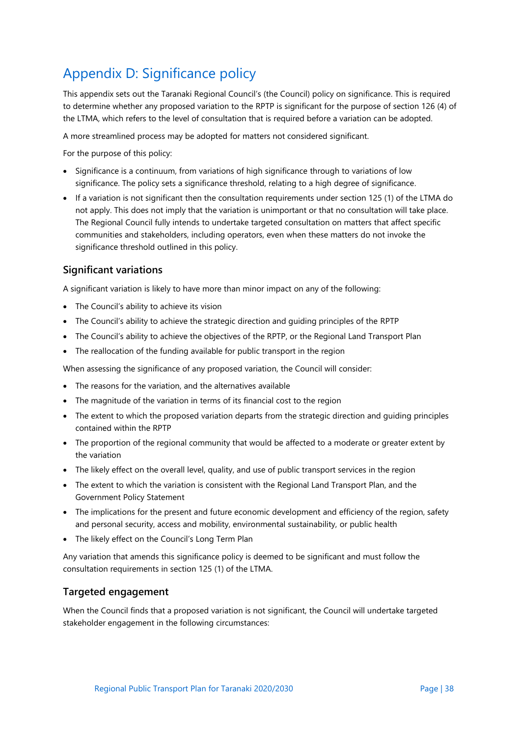# Appendix D: Significance policy

This appendix sets out the Taranaki Regional Council's (the Council) policy on significance. This is required to determine whether any proposed variation to the RPTP is significant for the purpose of section 126 (4) of the LTMA, which refers to the level of consultation that is required before a variation can be adopted.

A more streamlined process may be adopted for matters not considered significant.

For the purpose of this policy:

- Significance is a continuum, from variations of high significance through to variations of low significance. The policy sets a significance threshold, relating to a high degree of significance.
- If a variation is not significant then the consultation requirements under section 125 (1) of the LTMA do not apply. This does not imply that the variation is unimportant or that no consultation will take place. The Regional Council fully intends to undertake targeted consultation on matters that affect specific communities and stakeholders, including operators, even when these matters do not invoke the significance threshold outlined in this policy.

## Significant variations

A significant variation is likely to have more than minor impact on any of the following:

- The Council's ability to achieve its vision
- The Council's ability to achieve the strategic direction and guiding principles of the RPTP
- The Council's ability to achieve the objectives of the RPTP, or the Regional Land Transport Plan
- The reallocation of the funding available for public transport in the region

When assessing the significance of any proposed variation, the Council will consider:

- The reasons for the variation, and the alternatives available
- The magnitude of the variation in terms of its financial cost to the region
- The extent to which the proposed variation departs from the strategic direction and guiding principles contained within the RPTP
- The proportion of the regional community that would be affected to a moderate or greater extent by the variation
- The likely effect on the overall level, quality, and use of public transport services in the region
- The extent to which the variation is consistent with the Regional Land Transport Plan, and the Government Policy Statement
- The implications for the present and future economic development and efficiency of the region, safety and personal security, access and mobility, environmental sustainability, or public health
- The likely effect on the Council's Long Term Plan

Any variation that amends this significance policy is deemed to be significant and must follow the consultation requirements in section 125 (1) of the LTMA.

## Targeted engagement

When the Council finds that a proposed variation is not significant, the Council will undertake targeted stakeholder engagement in the following circumstances: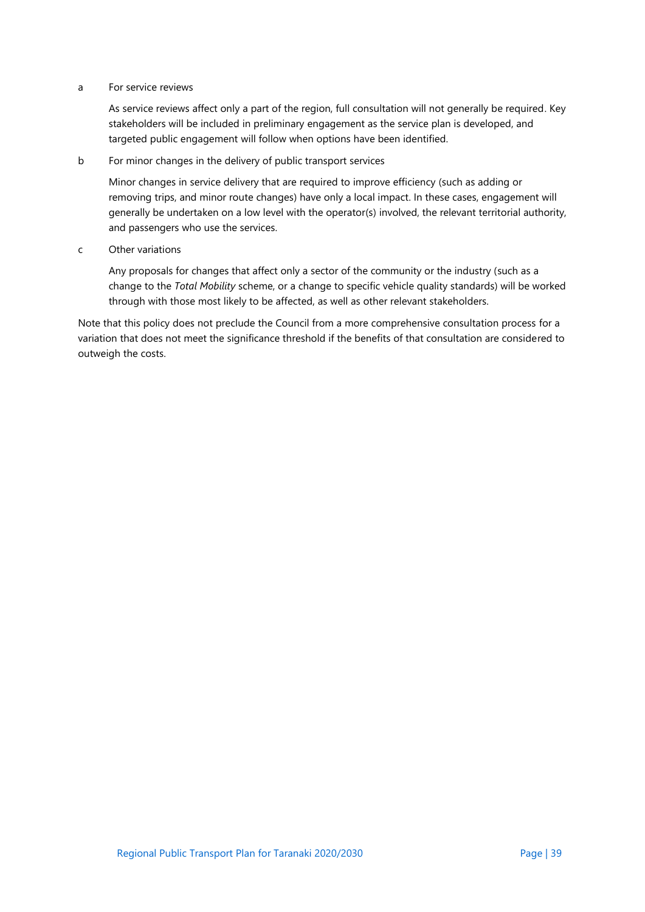a For service reviews

As service reviews affect only a part of the region, full consultation will not generally be required. Key stakeholders will be included in preliminary engagement as the service plan is developed, and targeted public engagement will follow when options have been identified.

b For minor changes in the delivery of public transport services

Minor changes in service delivery that are required to improve efficiency (such as adding or removing trips, and minor route changes) have only a local impact. In these cases, engagement will generally be undertaken on a low level with the operator(s) involved, the relevant territorial authority, and passengers who use the services.

c Other variations

Any proposals for changes that affect only a sector of the community or the industry (such as a change to the *Total Mobility* scheme, or a change to specific vehicle quality standards) will be worked through with those most likely to be affected, as well as other relevant stakeholders.

Note that this policy does not preclude the Council from a more comprehensive consultation process for a variation that does not meet the significance threshold if the benefits of that consultation are considered to outweigh the costs.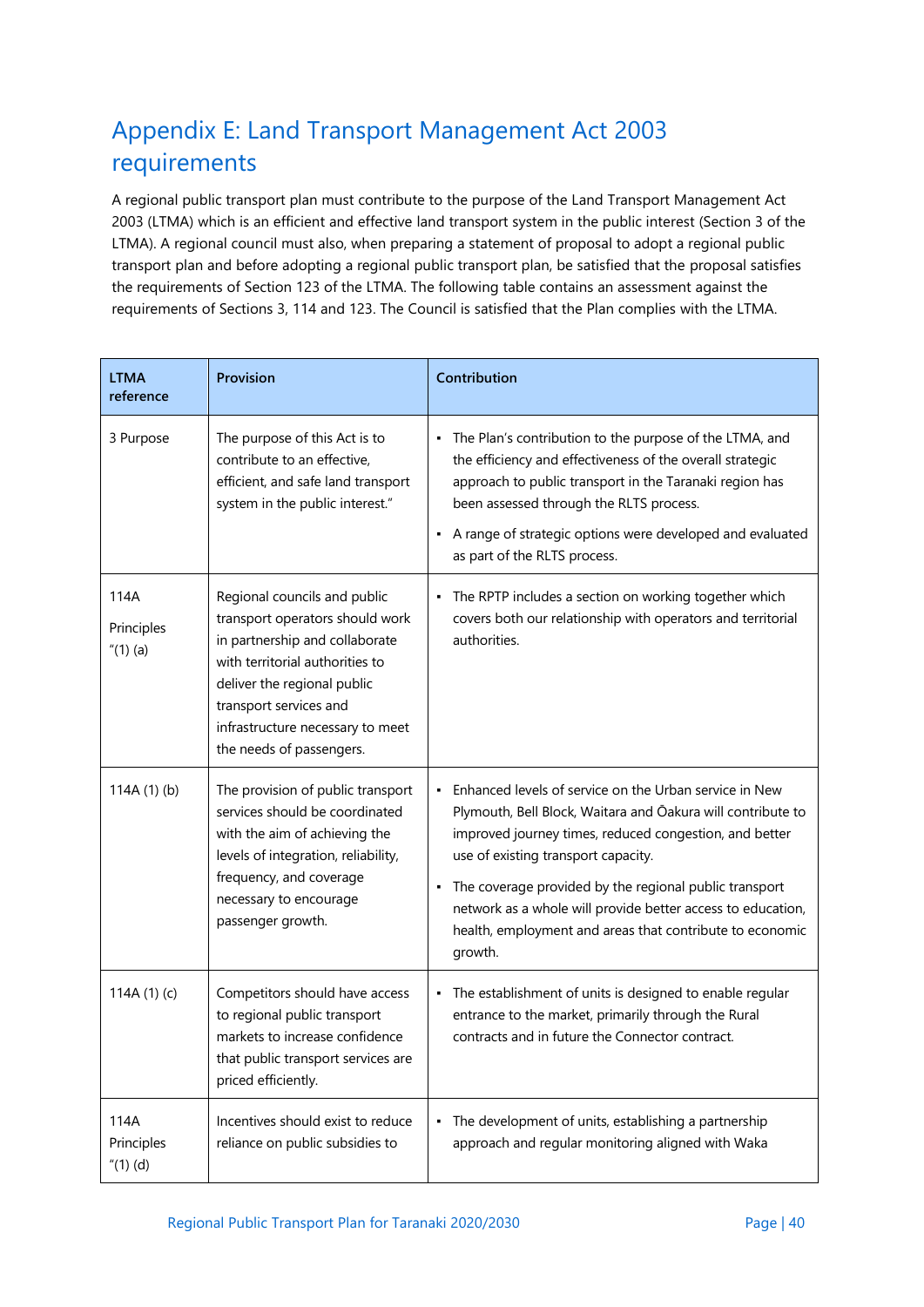# Appendix E: Land Transport Management Act 2003 requirements

A regional public transport plan must contribute to the purpose of the Land Transport Management Act 2003 (LTMA) which is an efficient and effective land transport system in the public interest (Section 3 of the LTMA). A regional council must also, when preparing a statement of proposal to adopt a regional public transport plan and before adopting a regional public transport plan, be satisfied that the proposal satisfies the requirements of Section 123 of the LTMA. The following table contains an assessment against the requirements of Sections 3, 114 and 123. The Council is satisfied that the Plan complies with the LTMA.

| LTMA reference | Provision | Contribution |
|---|---|---|
| 3 Purpose | The purpose of this Act is to contribute to an effective, efficient, and safe land transport system in the public interest." | ▪ The Plan's contribution to the purpose of the LTMA, and the efficiency and effectiveness of the overall strategic approach to public transport in the Taranaki region has been assessed through the RLTS process.<br>▪ A range of strategic options were developed and evaluated as part of the RLTS process. |
| 114A Principles "(1) (a) | Regional councils and public transport operators should work in partnership and collaborate with territorial authorities to deliver the regional public transport services and infrastructure necessary to meet the needs of passengers. | ▪ The RPTP includes a section on working together which covers both our relationship with operators and territorial authorities. |
| 114A (1) (b) | The provision of public transport services should be coordinated with the aim of achieving the levels of integration, reliability, frequency, and coverage necessary to encourage passenger growth. | ▪ Enhanced levels of service on the Urban service in New Plymouth, Bell Block, Waitara and Ōakura will contribute to improved journey times, reduced congestion, and better use of existing transport capacity.<br>▪ The coverage provided by the regional public transport network as a whole will provide better access to education, health, employment and areas that contribute to economic growth. |
| 114A (1) (c) | Competitors should have access to regional public transport markets to increase confidence that public transport services are priced efficiently. | ▪ The establishment of units is designed to enable regular entrance to the market, primarily through the Rural contracts and in future the Connector contract. |
| 114A Principles "(1) (d) | Incentives should exist to reduce reliance on public subsidies to | ▪ The development of units, establishing a partnership approach and regular monitoring aligned with Waka |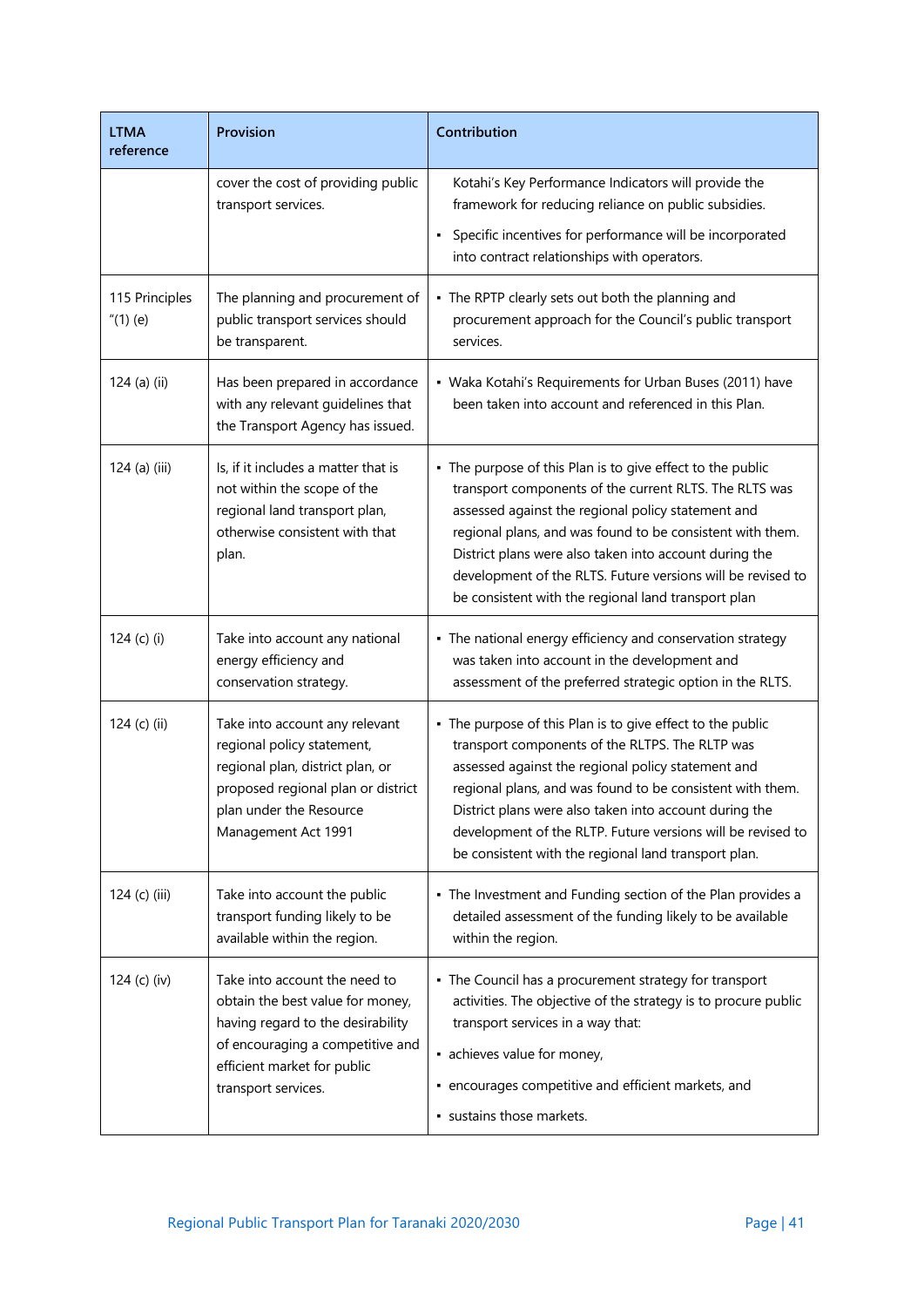| LTMA reference | Provision | Contribution |
|---|---|---|
| | cover the cost of providing public transport services. | Kotahi's Key Performance Indicators will provide the framework for reducing reliance on public subsidies.<br>▪ Specific incentives for performance will be incorporated into contract relationships with operators. |
| 115 Principles "(1) (e) | The planning and procurement of public transport services should be transparent. | ▪ The RPTP clearly sets out both the planning and procurement approach for the Council's public transport services. |
| 124 (a) (ii) | Has been prepared in accordance with any relevant guidelines that the Transport Agency has issued. | ▪ Waka Kotahi's Requirements for Urban Buses (2011) have been taken into account and referenced in this Plan. |
| 124 (a) (iii) | Is, if it includes a matter that is not within the scope of the regional land transport plan, otherwise consistent with that plan. | ▪ The purpose of this Plan is to give effect to the public transport components of the current RLTS. The RLTS was assessed against the regional policy statement and regional plans, and was found to be consistent with them. District plans were also taken into account during the development of the RLTS. Future versions will be revised to be consistent with the regional land transport plan |
| 124 (c) (i) | Take into account any national energy efficiency and conservation strategy. | ▪ The national energy efficiency and conservation strategy was taken into account in the development and assessment of the preferred strategic option in the RLTS. |
| 124 (c) (ii) | Take into account any relevant regional policy statement, regional plan, district plan, or proposed regional plan or district plan under the Resource Management Act 1991 | ▪ The purpose of this Plan is to give effect to the public transport components of the RLTPS. The RLTP was assessed against the regional policy statement and regional plans, and was found to be consistent with them. District plans were also taken into account during the development of the RLTP. Future versions will be revised to be consistent with the regional land transport plan. |
| 124 (c) (iii) | Take into account the public transport funding likely to be available within the region. | ▪ The Investment and Funding section of the Plan provides a detailed assessment of the funding likely to be available within the region. |
| 124 (c) (iv) | Take into account the need to obtain the best value for money, having regard to the desirability of encouraging a competitive and efficient market for public transport services. | ▪ The Council has a procurement strategy for transport activities. The objective of the strategy is to procure public transport services in a way that:<br>▪ achieves value for money,<br>▪ encourages competitive and efficient markets, and<br>▪ sustains those markets. |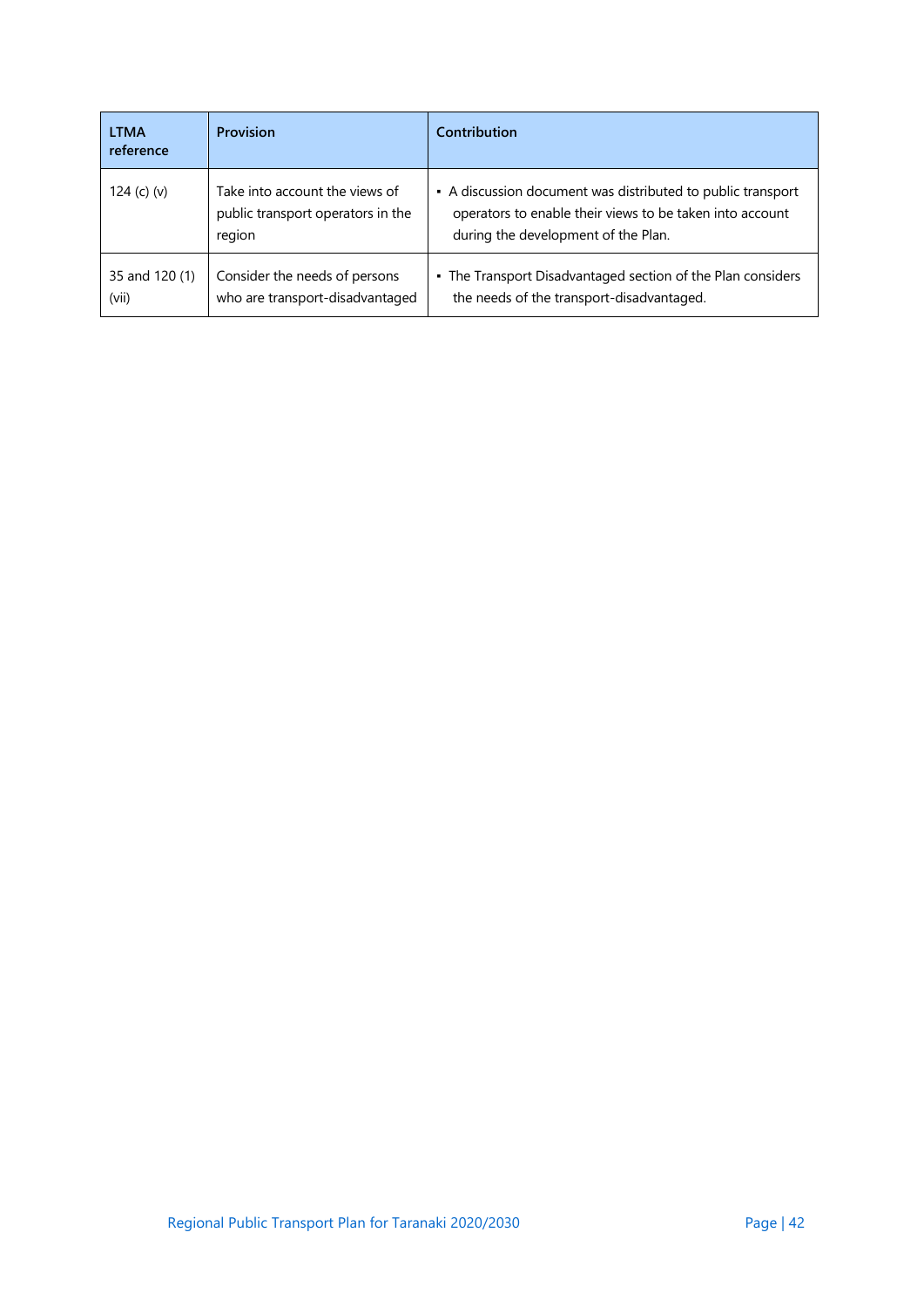| LTMA reference | Provision | Contribution |
|---|---|---|
| 124 (c) (v) | Take into account the views of public transport operators in the region | ▪ A discussion document was distributed to public transport operators to enable their views to be taken into account during the development of the Plan. |
| 35 and 120 (1) (vii) | Consider the needs of persons who are transport-disadvantaged | ▪ The Transport Disadvantaged section of the Plan considers the needs of the transport-disadvantaged. |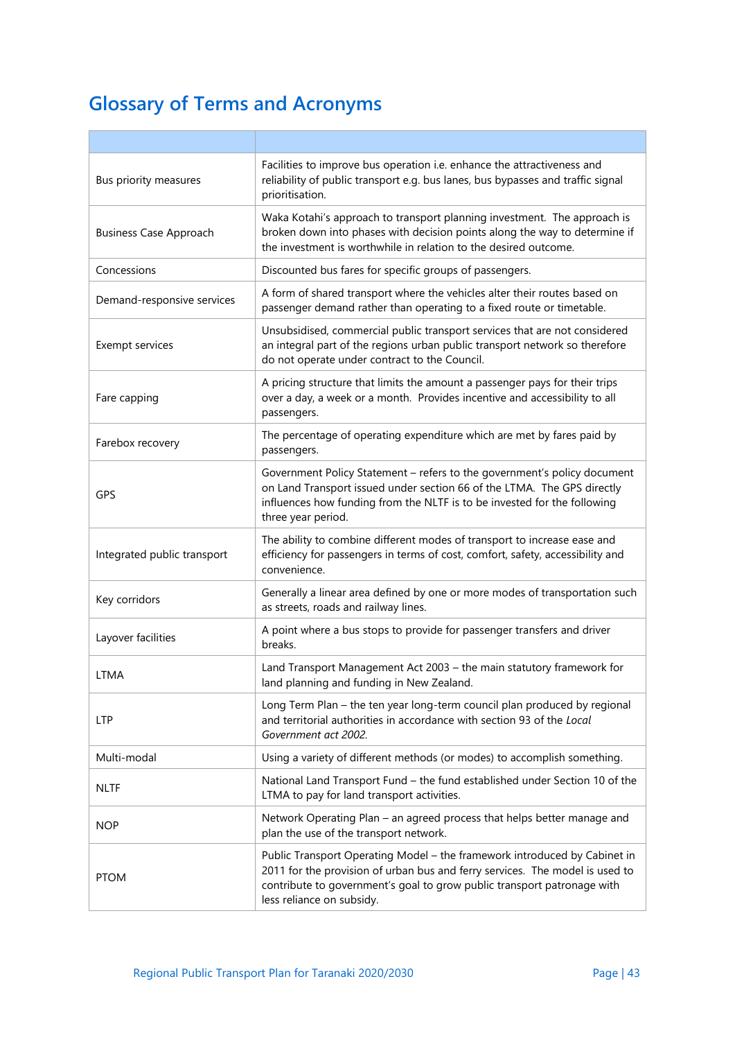# Glossary of Terms and Acronyms

| | |
|---|---|
| Bus priority measures | Facilities to improve bus operation i.e. enhance the attractiveness and reliability of public transport e.g. bus lanes, bus bypasses and traffic signal prioritisation. |
| Business Case Approach | Waka Kotahi's approach to transport planning investment. The approach is broken down into phases with decision points along the way to determine if the investment is worthwhile in relation to the desired outcome. |
| Concessions | Discounted bus fares for specific groups of passengers. |
| Demand-responsive services | A form of shared transport where the vehicles alter their routes based on passenger demand rather than operating to a fixed route or timetable. |
| Exempt services | Unsubsidised, commercial public transport services that are not considered an integral part of the regions urban public transport network so therefore do not operate under contract to the Council. |
| Fare capping | A pricing structure that limits the amount a passenger pays for their trips over a day, a week or a month. Provides incentive and accessibility to all passengers. |
| Farebox recovery | The percentage of operating expenditure which are met by fares paid by passengers. |
| GPS | Government Policy Statement – refers to the government's policy document on Land Transport issued under section 66 of the LTMA. The GPS directly influences how funding from the NLTF is to be invested for the following three year period. |
| Integrated public transport | The ability to combine different modes of transport to increase ease and efficiency for passengers in terms of cost, comfort, safety, accessibility and convenience. |
| Key corridors | Generally a linear area defined by one or more modes of transportation such as streets, roads and railway lines. |
| Layover facilities | A point where a bus stops to provide for passenger transfers and driver breaks. |
| LTMA | Land Transport Management Act 2003 – the main statutory framework for land planning and funding in New Zealand. |
| LTP | Long Term Plan – the ten year long-term council plan produced by regional and territorial authorities in accordance with section 93 of the *Local Government act 2002.* |
| Multi-modal | Using a variety of different methods (or modes) to accomplish something. |
| NLTF | National Land Transport Fund – the fund established under Section 10 of the LTMA to pay for land transport activities. |
| NOP | Network Operating Plan – an agreed process that helps better manage and plan the use of the transport network. |
| PTOM | Public Transport Operating Model – the framework introduced by Cabinet in 2011 for the provision of urban bus and ferry services. The model is used to contribute to government's goal to grow public transport patronage with less reliance on subsidy. |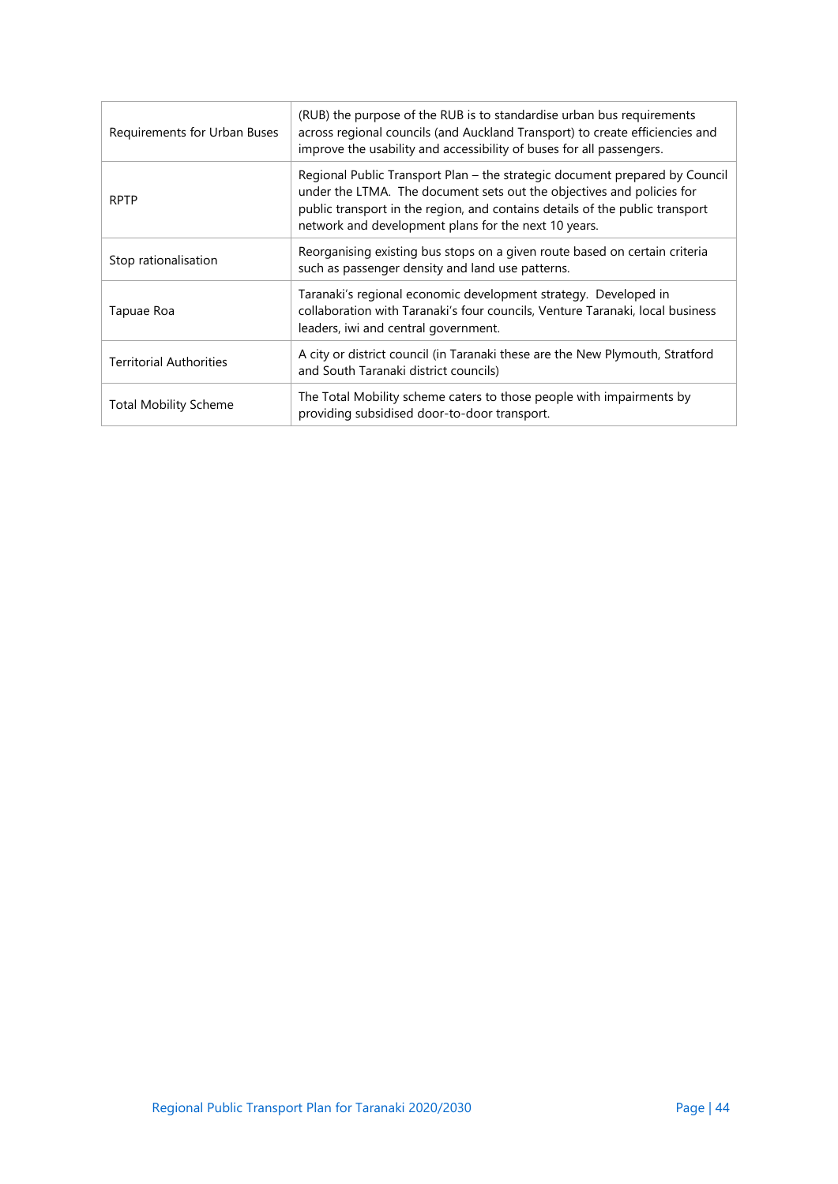| | |
|---|---|
| Requirements for Urban Buses | (RUB) the purpose of the RUB is to standardise urban bus requirements across regional councils (and Auckland Transport) to create efficiencies and improve the usability and accessibility of buses for all passengers. |
| RPTP | Regional Public Transport Plan – the strategic document prepared by Council under the LTMA. The document sets out the objectives and policies for public transport in the region, and contains details of the public transport network and development plans for the next 10 years. |
| Stop rationalisation | Reorganising existing bus stops on a given route based on certain criteria such as passenger density and land use patterns. |
| Tapuae Roa | Taranaki's regional economic development strategy. Developed in collaboration with Taranaki's four councils, Venture Taranaki, local business leaders, iwi and central government. |
| Territorial Authorities | A city or district council (in Taranaki these are the New Plymouth, Stratford and South Taranaki district councils) |
| Total Mobility Scheme | The Total Mobility scheme caters to those people with impairments by providing subsidised door-to-door transport. |